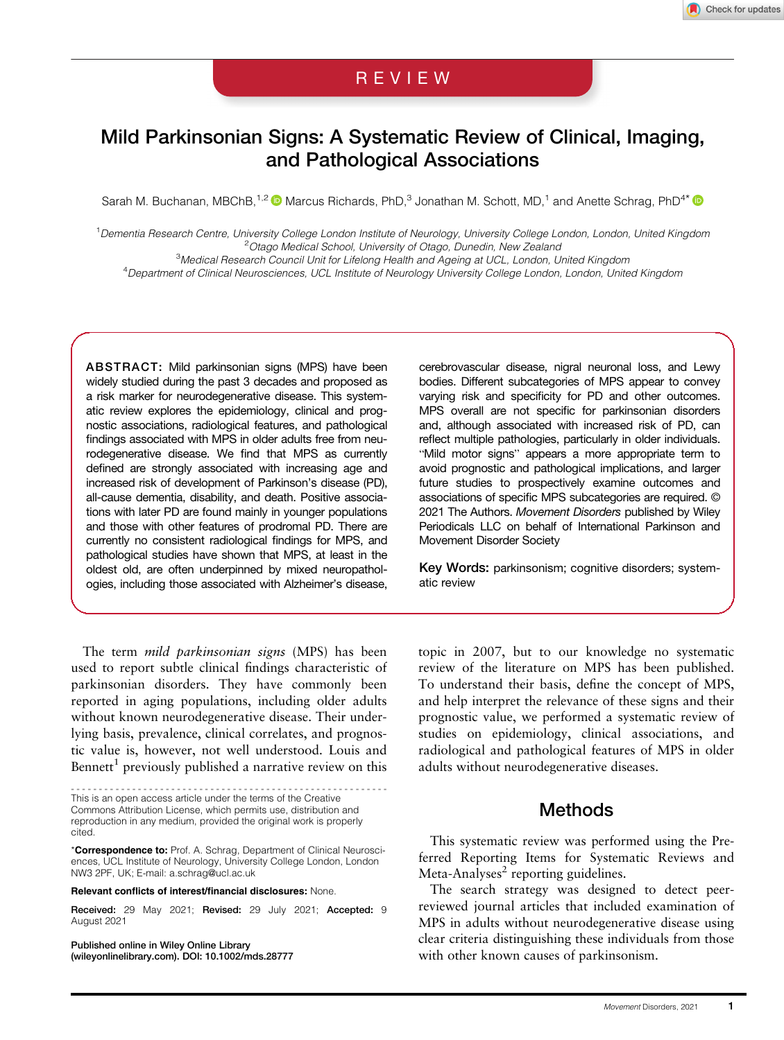REVIEW

# Mild Parkinsonian Signs: A Systematic Review of Clinical, Imaging, and Pathological Associations

Sarah M. Buchanan, MBChB,[1,2] Marcus Richards, PhD,[3] Jonathan M. Schott, MD,[1] and Anette Schrag, PhD[4*]

[1]Dementia Research Centre, University College London Institute of Neurology, University College London, London, United Kingdom
[2]Otago Medical School, University of Otago, Dunedin, New Zealand
[3]Medical Research Council Unit for Lifelong Health and Ageing at UCL, London, United Kingdom
[4]Department of Clinical Neurosciences, UCL Institute of Neurology University College London, London, United Kingdom

**ABSTRACT:** Mild parkinsonian signs (MPS) have been widely studied during the past 3 decades and proposed as a risk marker for neurodegenerative disease. This systematic review explores the epidemiology, clinical and prognostic associations, radiological features, and pathological findings associated with MPS in older adults free from neurodegenerative disease. We find that MPS as currently defined are strongly associated with increasing age and increased risk of development of Parkinson's disease (PD), all-cause dementia, disability, and death. Positive associations with later PD are found mainly in younger populations and those with other features of prodromal PD. There are currently no consistent radiological findings for MPS, and pathological studies have shown that MPS, at least in the oldest old, are often underpinned by mixed neuropathologies, including those associated with Alzheimer's disease, cerebrovascular disease, nigral neuronal loss, and Lewy bodies. Different subcategories of MPS appear to convey varying risk and specificity for PD and other outcomes. MPS overall are not specific for parkinsonian disorders and, although associated with increased risk of PD, can reflect multiple pathologies, particularly in older individuals. "Mild motor signs" appears a more appropriate term to avoid prognostic and pathological implications, and larger future studies to prospectively examine outcomes and associations of specific MPS subcategories are required. © 2021 The Authors. *Movement Disorders* published by Wiley Periodicals LLC on behalf of International Parkinson and Movement Disorder Society

**Key Words:** parkinsonism; cognitive disorders; systematic review

The term *mild parkinsonian signs* (MPS) has been used to report subtle clinical findings characteristic of parkinsonian disorders. They have commonly been reported in aging populations, including older adults without known neurodegenerative disease. Their underlying basis, prevalence, clinical correlates, and prognostic value is, however, not well understood. Louis and Bennett[1] previously published a narrative review on this topic in 2007, but to our knowledge no systematic review of the literature on MPS has been published. To understand their basis, define the concept of MPS, and help interpret the relevance of these signs and their prognostic value, we performed a systematic review of studies on epidemiology, clinical associations, and radiological and pathological features of MPS in older adults without neurodegenerative diseases.

## Methods

This systematic review was performed using the Preferred Reporting Items for Systematic Reviews and Meta-Analyses[2] reporting guidelines.

The search strategy was designed to detect peer-reviewed journal articles that included examination of MPS in adults without neurodegenerative disease using clear criteria distinguishing these individuals from those with other known causes of parkinsonism.

---

This is an open access article under the terms of the Creative Commons Attribution License, which permits use, distribution and reproduction in any medium, provided the original work is properly cited.

*__Correspondence to:__ Prof. A. Schrag, Department of Clinical Neurosciences, UCL Institute of Neurology, University College London, London NW3 2PF, UK; E-mail: a.schrag@ucl.ac.uk

**Relevant conflicts of interest/financial disclosures:** None.

**Received:** 29 May 2021; **Revised:** 29 July 2021; **Accepted:** 9 August 2021

Published online in Wiley Online Library (wileyonlinelibrary.com). DOI: 10.1002/mds.28777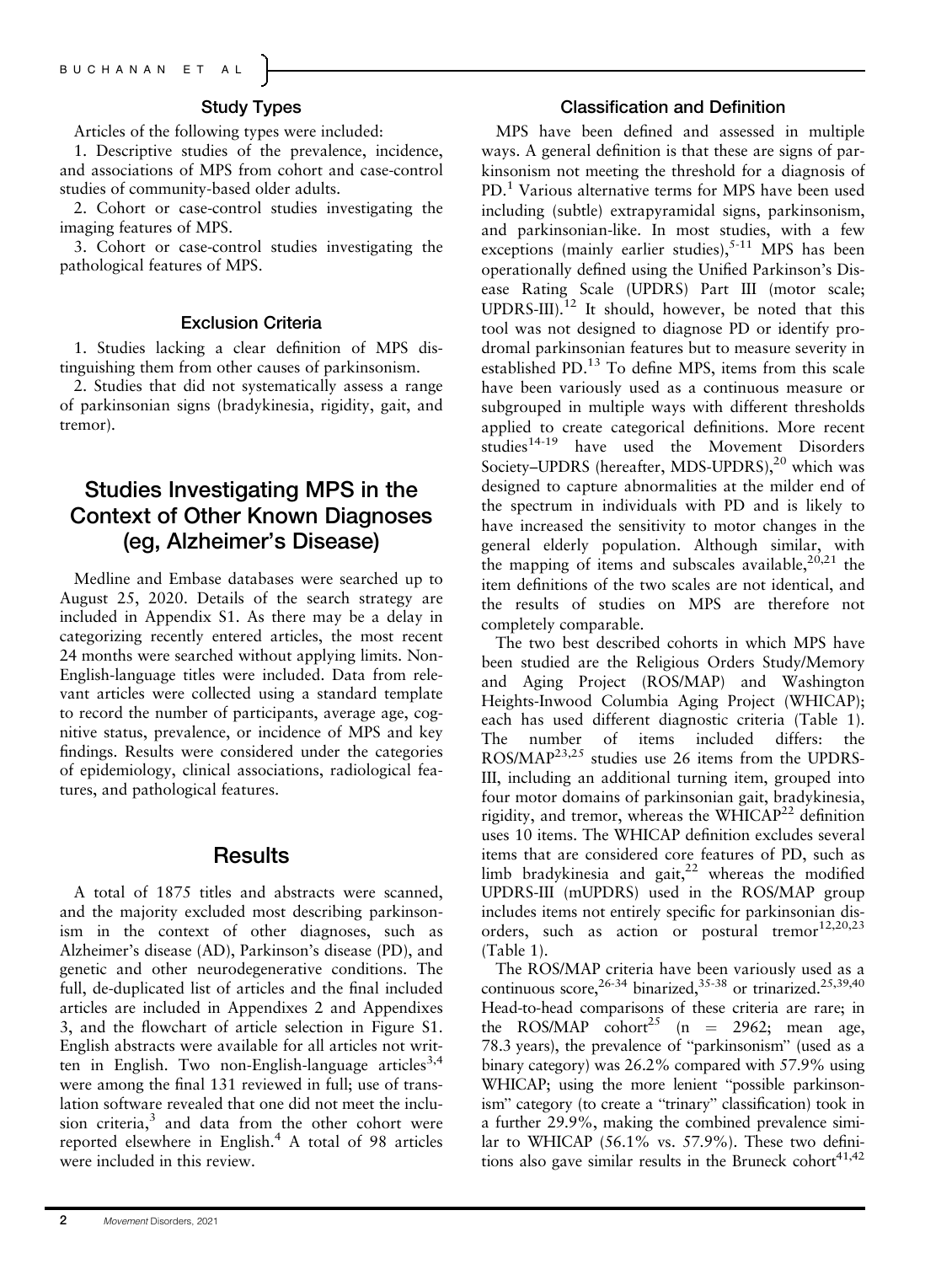### Study Types

Articles of the following types were included:

1. Descriptive studies of the prevalence, incidence, and associations of MPS from cohort and case-control studies of community-based older adults.
2. Cohort or case-control studies investigating the imaging features of MPS.
3. Cohort or case-control studies investigating the pathological features of MPS.

### Exclusion Criteria

1. Studies lacking a clear definition of MPS distinguishing them from other causes of parkinsonism.
2. Studies that did not systematically assess a range of parkinsonian signs (bradykinesia, rigidity, gait, and tremor).

## Studies Investigating MPS in the Context of Other Known Diagnoses (eg, Alzheimer's Disease)

Medline and Embase databases were searched up to August 25, 2020. Details of the search strategy are included in Appendix S1. As there may be a delay in categorizing recently entered articles, the most recent 24 months were searched without applying limits. Non-English-language titles were included. Data from relevant articles were collected using a standard template to record the number of participants, average age, cognitive status, prevalence, or incidence of MPS and key findings. Results were considered under the categories of epidemiology, clinical associations, radiological features, and pathological features.

## Results

A total of 1875 titles and abstracts were scanned, and the majority excluded most describing parkinsonism in the context of other diagnoses, such as Alzheimer's disease (AD), Parkinson's disease (PD), and genetic and other neurodegenerative conditions. The full, de-duplicated list of articles and the final included articles are included in Appendixes 2 and Appendixes 3, and the flowchart of article selection in Figure S1. English abstracts were available for all articles not written in English. Two non-English-language articles[3,4] were among the final 131 reviewed in full; use of translation software revealed that one did not meet the inclusion criteria,[3] and data from the other cohort were reported elsewhere in English.[4] A total of 98 articles were included in this review.

### Classification and Definition

MPS have been defined and assessed in multiple ways. A general definition is that these are signs of parkinsonism not meeting the threshold for a diagnosis of PD.[1] Various alternative terms for MPS have been used including (subtle) extrapyramidal signs, parkinsonism, and parkinsonian-like. In most studies, with a few exceptions (mainly earlier studies),[5-11] MPS has been operationally defined using the Unified Parkinson's Disease Rating Scale (UPDRS) Part III (motor scale; UPDRS-III).[12] It should, however, be noted that this tool was not designed to diagnose PD or identify prodromal parkinsonian features but to measure severity in established PD.[13] To define MPS, items from this scale have been variously used as a continuous measure or subgrouped in multiple ways with different thresholds applied to create categorical definitions. More recent studies[14-19] have used the Movement Disorders Society–UPDRS (hereafter, MDS-UPDRS),[20] which was designed to capture abnormalities at the milder end of the spectrum in individuals with PD and is likely to have increased the sensitivity to motor changes in the general elderly population. Although similar, with the mapping of items and subscales available,[20,21] the item definitions of the two scales are not identical, and the results of studies on MPS are therefore not completely comparable.

The two best described cohorts in which MPS have been studied are the Religious Orders Study/Memory and Aging Project (ROS/MAP) and Washington Heights-Inwood Columbia Aging Project (WHICAP); each has used different diagnostic criteria (Table 1). The number of items included differs: the ROS/MAP[23,25] studies use 26 items from the UPDRS-III, including an additional turning item, grouped into four motor domains of parkinsonian gait, bradykinesia, rigidity, and tremor, whereas the WHICAP[22] definition uses 10 items. The WHICAP definition excludes several items that are considered core features of PD, such as limb bradykinesia and gait,[22] whereas the modified UPDRS-III (mUPDRS) used in the ROS/MAP group includes items not entirely specific for parkinsonian disorders, such as action or postural tremor[12,20,23] (Table 1).

The ROS/MAP criteria have been variously used as a continuous score,[26-34] binarized,[35-38] or trinarized.[25,39,40] Head-to-head comparisons of these criteria are rare; in the ROS/MAP cohort[25] (n = 2962; mean age, 78.3 years), the prevalence of "parkinsonism" (used as a binary category) was 26.2% compared with 57.9% using WHICAP; using the more lenient "possible parkinsonism" category (to create a "trinary" classification) took in a further 29.9%, making the combined prevalence similar to WHICAP (56.1% vs. 57.9%). These two definitions also gave similar results in the Bruneck cohort[41,42]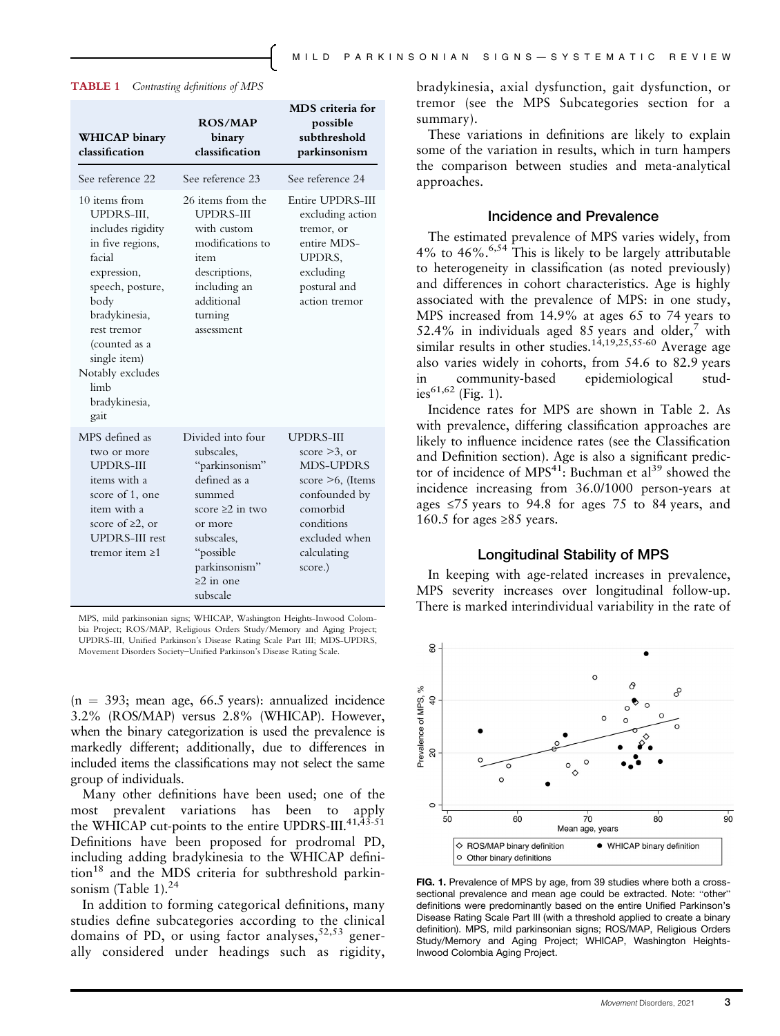**TABLE 1** *Contrasting definitions of MPS*

| WHICAP binary classification | ROS/MAP binary classification | MDS criteria for possible subthreshold parkinsonism |
|---|---|---|
| See reference 22 | See reference 23 | See reference 24 |
| 10 items from UPDRS-III, includes rigidity in five regions, facial expression, speech, posture, body bradykinesia, rest tremor (counted as a single item) Notably excludes limb bradykinesia, gait | 26 items from the UPDRS-III with custom modifications to item descriptions, including an additional turning assessment | Entire UPDRS-III excluding action tremor, or entire MDS-UPDRS, excluding postural and action tremor |
| MPS defined as two or more UPDRS-III items with a score of 1, one item with a score of ≥2, or UPDRS-III rest tremor item ≥1 | Divided into four subscales, "parkinsonism" defined as a summed score ≥2 in two or more subscales, "possible parkinsonism" ≥2 in one subscale | UPDRS-III score >3, or MDS-UPDRS score >6, (Items confounded by comorbid conditions excluded when calculating score.) |

MPS, mild parkinsonian signs; WHICAP, Washington Heights-Inwood Colombia Project; ROS/MAP, Religious Orders Study/Memory and Aging Project; UPDRS-III, Unified Parkinson's Disease Rating Scale Part III; MDS-UPDRS, Movement Disorders Society–Unified Parkinson's Disease Rating Scale.

(n = 393; mean age, 66.5 years): annualized incidence 3.2% (ROS/MAP) versus 2.8% (WHICAP). However, when the binary categorization is used the prevalence is markedly different; additionally, due to differences in included items the classifications may not select the same group of individuals.

Many other definitions have been used; one of the most prevalent variations has been to apply the WHICAP cut-points to the entire UPDRS-III.[41,43-51] Definitions have been proposed for prodromal PD, including adding bradykinesia to the WHICAP definition[18] and the MDS criteria for subthreshold parkinsonism (Table 1).[24]

In addition to forming categorical definitions, many studies define subcategories according to the clinical domains of PD, or using factor analyses,[52,53] generally considered under headings such as rigidity, bradykinesia, axial dysfunction, gait dysfunction, or tremor (see the MPS Subcategories section for a summary).

These variations in definitions are likely to explain some of the variation in results, which in turn hampers the comparison between studies and meta-analytical approaches.

## Incidence and Prevalence

The estimated prevalence of MPS varies widely, from 4% to 46%.[6,54] This is likely to be largely attributable to heterogeneity in classification (as noted previously) and differences in cohort characteristics. Age is highly associated with the prevalence of MPS: in one study, MPS increased from 14.9% at ages 65 to 74 years to 52.4% in individuals aged 85 years and older,[7] with similar results in other studies.[14,19,25,55-60] Average age also varies widely in cohorts, from 54.6 to 82.9 years in community-based epidemiological studies[61,62] (Fig. 1).

Incidence rates for MPS are shown in Table 2. As with prevalence, differing classification approaches are likely to influence incidence rates (see the Classification and Definition section). Age is also a significant predictor of incidence of MPS[41]: Buchman et al[39] showed the incidence increasing from 36.0/1000 person-years at ages ≤75 years to 94.8 for ages 75 to 84 years, and 160.5 for ages ≥85 years.

## Longitudinal Stability of MPS

In keeping with age-related increases in prevalence, MPS severity increases over longitudinal follow-up. There is marked interindividual variability in the rate of

**FIG. 1.** Prevalence of MPS by age, from 39 studies where both a cross-sectional prevalence and mean age could be extracted. Note: "other" definitions were predominantly based on the entire Unified Parkinson's Disease Rating Scale Part III (with a threshold applied to create a binary definition). MPS, mild parkinsonian signs; ROS/MAP, Religious Orders Study/Memory and Aging Project; WHICAP, Washington Heights-Inwood Colombia Aging Project.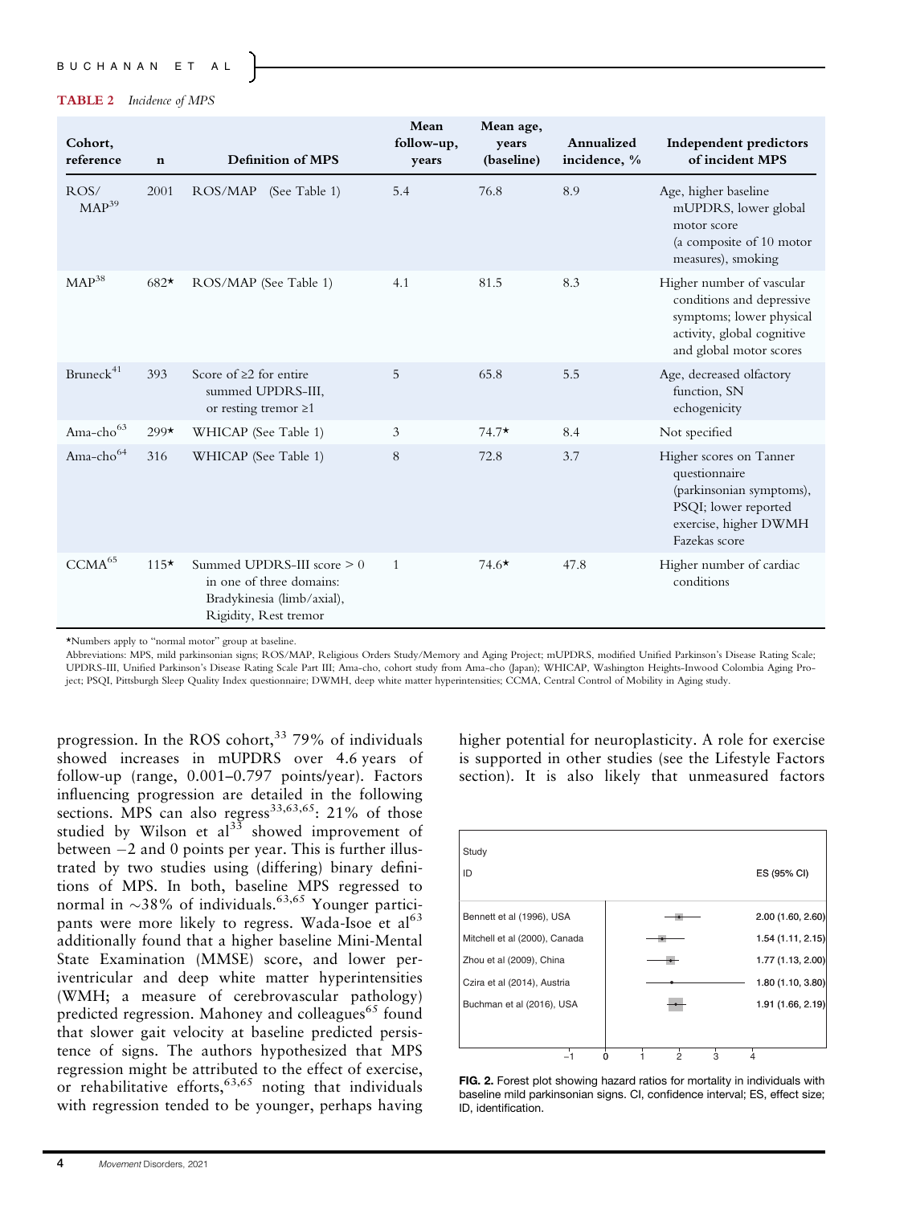**TABLE 2** *Incidence of MPS*

| Cohort, reference | n | Definition of MPS | Mean follow-up, years | Mean age, years (baseline) | Annualized incidence, % | Independent predictors of incident MPS |
|---|---|---|---|---|---|---|
| ROS/ MAP[39] | 2001 | ROS/MAP (See Table 1) | 5.4 | 76.8 | 8.9 | Age, higher baseline mUPDRS, lower global motor score (a composite of 10 motor measures), smoking |
| MAP[38] | 682* | ROS/MAP (See Table 1) | 4.1 | 81.5 | 8.3 | Higher number of vascular conditions and depressive symptoms; lower physical activity, global cognitive and global motor scores |
| Bruneck[41] | 393 | Score of ≥2 for entire summed UPDRS-III, or resting tremor ≥1 | 5 | 65.8 | 5.5 | Age, decreased olfactory function, SN echogenicity |
| Ama-cho[63] | 299* | WHICAP (See Table 1) | 3 | 74.7* | 8.4 | Not specified |
| Ama-cho[64] | 316 | WHICAP (See Table 1) | 8 | 72.8 | 3.7 | Higher scores on Tanner questionnaire (parkinsonian symptoms), PSQI; lower reported exercise, higher DWMH Fazekas score |
| CCMA[65] | 115* | Summed UPDRS-III score > 0 in one of three domains: Bradykinesia (limb/axial), Rigidity, Rest tremor | 1 | 74.6* | 47.8 | Higher number of cardiac conditions |

*Numbers apply to "normal motor" group at baseline.

Abbreviations: MPS, mild parkinsonian signs; ROS/MAP, Religious Orders Study/Memory and Aging Project; mUPDRS, modified Unified Parkinson's Disease Rating Scale; UPDRS-III, Unified Parkinson's Disease Rating Scale Part III; Ama-cho, cohort study from Ama-cho (Japan); WHICAP, Washington Heights-Inwood Colombia Aging Project; PSQI, Pittsburgh Sleep Quality Index questionnaire; DWMH, deep white matter hyperintensities; CCMA, Central Control of Mobility in Aging study.

progression. In the ROS cohort,[33] 79% of individuals showed increases in mUPDRS over 4.6 years of follow-up (range, 0.001–0.797 points/year). Factors influencing progression are detailed in the following sections. MPS can also regress[33,63,65]: 21% of those studied by Wilson et al[33] showed improvement of between −2 and 0 points per year. This is further illustrated by two studies using (differing) binary definitions of MPS. In both, baseline MPS regressed to normal in ~38% of individuals.[63,65] Younger participants were more likely to regress. Wada-Isoe et al[63] additionally found that a higher baseline Mini-Mental State Examination (MMSE) score, and lower periventricular and deep white matter hyperintensities (WMH; a measure of cerebrovascular pathology) predicted regression. Mahoney and colleagues[65] found that slower gait velocity at baseline predicted persistence of signs. The authors hypothesized that MPS regression might be attributed to the effect of exercise, or rehabilitative efforts,[63,65] noting that individuals with regression tended to be younger, perhaps having higher potential for neuroplasticity. A role for exercise is supported in other studies (see the Lifestyle Factors section). It is also likely that unmeasured factors

| Study ID | ES (95% CI) |
|---|---|
| Bennett et al (1996), USA | 2.00 (1.60, 2.60) |
| Mitchell et al (2000), Canada | 1.54 (1.11, 2.15) |
| Zhou et al (2009), China | 1.77 (1.13, 2.00) |
| Czira et al (2014), Austria | 1.80 (1.10, 3.80) |
| Buchman et al (2016), USA | 1.91 (1.66, 2.19) |

**FIG. 2.** Forest plot showing hazard ratios for mortality in individuals with baseline mild parkinsonian signs. CI, confidence interval; ES, effect size; ID, identification.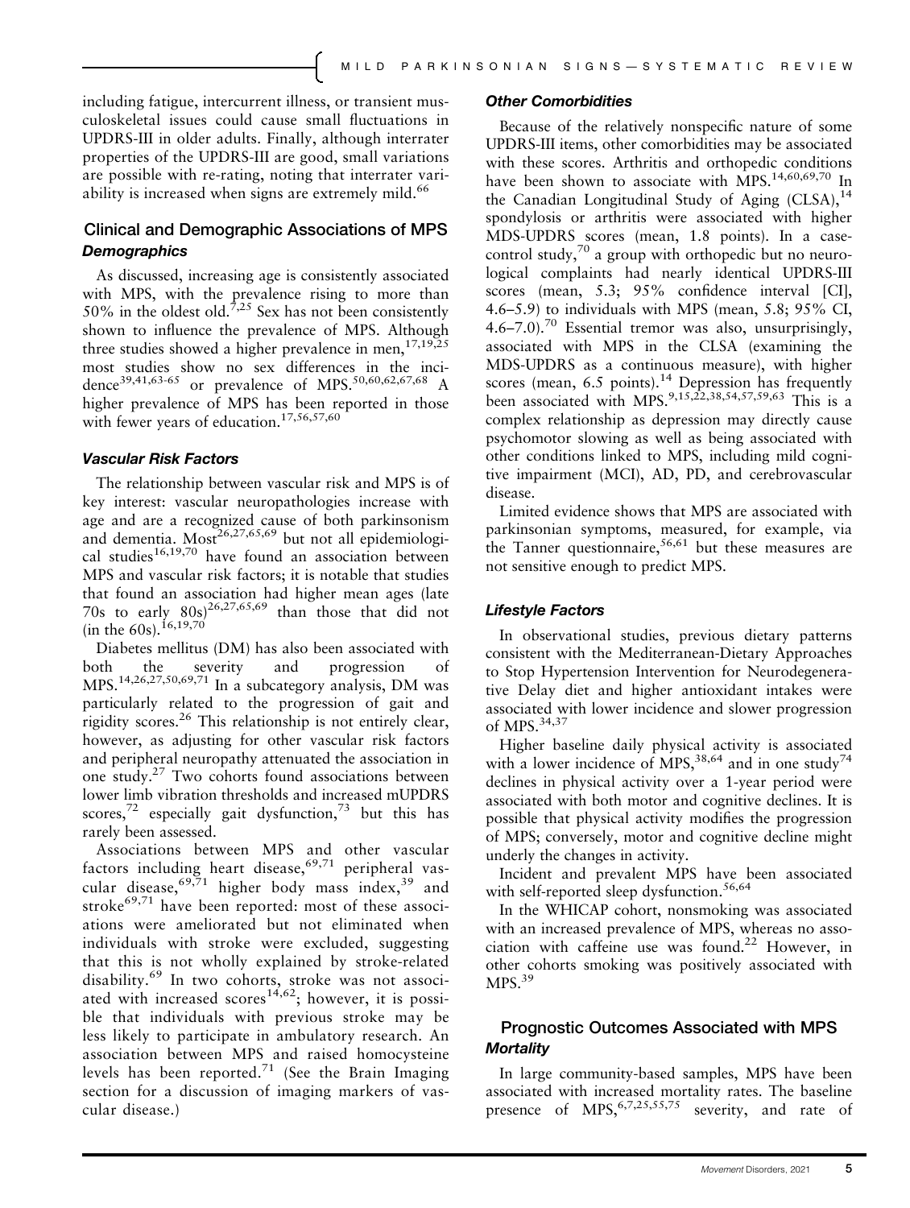including fatigue, intercurrent illness, or transient musculoskeletal issues could cause small fluctuations in UPDRS-III in older adults. Finally, although interrater properties of the UPDRS-III are good, small variations are possible with re-rating, noting that interrater variability is increased when signs are extremely mild.[66]

## Clinical and Demographic Associations of MPS

### *Demographics*

As discussed, increasing age is consistently associated with MPS, with the prevalence rising to more than 50% in the oldest old.[7,25] Sex has not been consistently shown to influence the prevalence of MPS. Although three studies showed a higher prevalence in men,[17,19,25] most studies show no sex differences in the incidence[39,41,63-65] or prevalence of MPS.[50,60,62,67,68] A higher prevalence of MPS has been reported in those with fewer years of education.[17,56,57,60]

### *Vascular Risk Factors*

The relationship between vascular risk and MPS is of key interest: vascular neuropathologies increase with age and are a recognized cause of both parkinsonism and dementia. Most[26,27,65,69] but not all epidemiological studies[16,19,70] have found an association between MPS and vascular risk factors; it is notable that studies that found an association had higher mean ages (late 70s to early 80s)[26,27,65,69] than those that did not (in the 60s).[16,19,70]

Diabetes mellitus (DM) has also been associated with both the severity and progression of MPS.[14,26,27,50,69,71] In a subcategory analysis, DM was particularly related to the progression of gait and rigidity scores.[26] This relationship is not entirely clear, however, as adjusting for other vascular risk factors and peripheral neuropathy attenuated the association in one study.[27] Two cohorts found associations between lower limb vibration thresholds and increased mUPDRS scores,[72] especially gait dysfunction,[73] but this has rarely been assessed.

Associations between MPS and other vascular factors including heart disease,[69,71] peripheral vascular disease,[69,71] higher body mass index,[39] and stroke[69,71] have been reported: most of these associations were ameliorated but not eliminated when individuals with stroke were excluded, suggesting that this is not wholly explained by stroke-related disability.[69] In two cohorts, stroke was not associated with increased scores[14,62]; however, it is possible that individuals with previous stroke may be less likely to participate in ambulatory research. An association between MPS and raised homocysteine levels has been reported.[71] (See the Brain Imaging section for a discussion of imaging markers of vascular disease.)

### *Other Comorbidities*

Because of the relatively nonspecific nature of some UPDRS-III items, other comorbidities may be associated with these scores. Arthritis and orthopedic conditions have been shown to associate with MPS.[14,60,69,70] In the Canadian Longitudinal Study of Aging (CLSA),[14] spondylosis or arthritis were associated with higher MDS-UPDRS scores (mean, 1.8 points). In a case-control study,[70] a group with orthopedic but no neurological complaints had nearly identical UPDRS-III scores (mean, 5.3; 95% confidence interval [CI], 4.6–5.9) to individuals with MPS (mean, 5.8; 95% CI, 4.6–7.0).[70] Essential tremor was also, unsurprisingly, associated with MPS in the CLSA (examining the MDS-UPDRS as a continuous measure), with higher scores (mean, 6.5 points).[14] Depression has frequently been associated with MPS.[9,15,22,38,54,57,59,63] This is a complex relationship as depression may directly cause psychomotor slowing as well as being associated with other conditions linked to MPS, including mild cognitive impairment (MCI), AD, PD, and cerebrovascular disease.

Limited evidence shows that MPS are associated with parkinsonian symptoms, measured, for example, via the Tanner questionnaire,[56,61] but these measures are not sensitive enough to predict MPS.

### *Lifestyle Factors*

In observational studies, previous dietary patterns consistent with the Mediterranean-Dietary Approaches to Stop Hypertension Intervention for Neurodegenerative Delay diet and higher antioxidant intakes were associated with lower incidence and slower progression of MPS.[34,37]

Higher baseline daily physical activity is associated with a lower incidence of MPS,[38,64] and in one study[74] declines in physical activity over a 1-year period were associated with both motor and cognitive declines. It is possible that physical activity modifies the progression of MPS; conversely, motor and cognitive decline might underly the changes in activity.

Incident and prevalent MPS have been associated with self-reported sleep dysfunction.[56,64]

In the WHICAP cohort, nonsmoking was associated with an increased prevalence of MPS, whereas no association with caffeine use was found.[22] However, in other cohorts smoking was positively associated with MPS.[39]

## Prognostic Outcomes Associated with MPS

### *Mortality*

In large community-based samples, MPS have been associated with increased mortality rates. The baseline presence of MPS,[6,7,25,55,75] severity, and rate of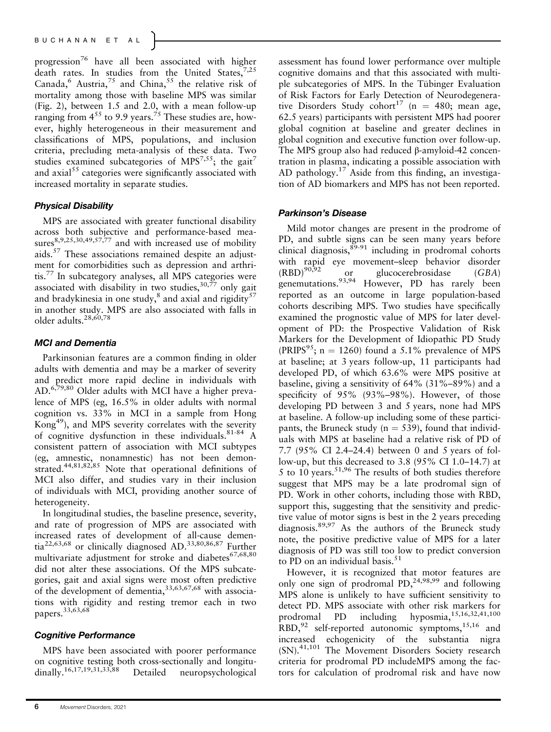progression[76] have all been associated with higher death rates. In studies from the United States,[7,25] Canada,[6] Austria,[75] and China,[55] the relative risk of mortality among those with baseline MPS was similar (Fig. 2), between 1.5 and 2.0, with a mean follow-up ranging from 4[55] to 9.9 years.[75] These studies are, however, highly heterogeneous in their measurement and classifications of MPS, populations, and inclusion criteria, precluding meta-analysis of these data. Two studies examined subcategories of MPS[7,55]; the gait[7] and axial[55] categories were significantly associated with increased mortality in separate studies.

### *Physical Disability*

MPS are associated with greater functional disability across both subjective and performance-based measures[8,9,25,30,49,57,77] and with increased use of mobility aids.[57] These associations remained despite an adjustment for comorbidities such as depression and arthritis.[77] In subcategory analyses, all MPS categories were associated with disability in two studies,[30,77] only gait and bradykinesia in one study,[8] and axial and rigidity[57] in another study. MPS are also associated with falls in older adults.[28,60,78]

### *MCI and Dementia*

Parkinsonian features are a common finding in older adults with dementia and may be a marker of severity and predict more rapid decline in individuals with AD.[6,79,80] Older adults with MCI have a higher prevalence of MPS (eg, 16.5% in older adults with normal cognition vs. 33% in MCI in a sample from Hong Kong[49]), and MPS severity correlates with the severity of cognitive dysfunction in these individuals.[81-84] A consistent pattern of association with MCI subtypes (eg, amnestic, nonamnestic) has not been demonstrated.[44,81,82,85] Note that operational definitions of MCI also differ, and studies vary in their inclusion of individuals with MCI, providing another source of heterogeneity.

In longitudinal studies, the baseline presence, severity, and rate of progression of MPS are associated with increased rates of development of all-cause dementia[22,63,68] or clinically diagnosed AD.[33,80,86,87] Further multivariate adjustment for stroke and diabetes[67,68,80] did not alter these associations. Of the MPS subcategories, gait and axial signs were most often predictive of the development of dementia,[33,63,67,68] with associations with rigidity and resting tremor each in two papers.[33,63,68]

### *Cognitive Performance*

MPS have been associated with poorer performance on cognitive testing both cross-sectionally and longitudinally.[16,17,19,31,33,88] Detailed neuropsychological assessment has found lower performance over multiple cognitive domains and that this associated with multiple subcategories of MPS. In the Tübinger Evaluation of Risk Factors for Early Detection of Neurodegenerative Disorders Study cohort[17] (n = 480; mean age, 62.5 years) participants with persistent MPS had poorer global cognition at baseline and greater declines in global cognition and executive function over follow-up. The MPS group also had reduced β-amyloid-42 concentration in plasma, indicating a possible association with AD pathology.[17] Aside from this finding, an investigation of AD biomarkers and MPS has not been reported.

### *Parkinson's Disease*

Mild motor changes are present in the prodrome of PD, and subtle signs can be seen many years before clinical diagnosis,[89-91] including in prodromal cohorts with rapid eye movement–sleep behavior disorder (RBD)[90,92] or glucocerebrosidase (*GBA*) genemutations.[93,94] However, PD has rarely been reported as an outcome in large population-based cohorts describing MPS. Two studies have specifically examined the prognostic value of MPS for later development of PD: the Prospective Validation of Risk Markers for the Development of Idiopathic PD Study (PRIPS[95]; n = 1260) found a 5.1% prevalence of MPS at baseline; at 3 years follow-up, 11 participants had developed PD, of which 63.6% were MPS positive at baseline, giving a sensitivity of 64% (31%–89%) and a specificity of 95% (93%–98%). However, of those developing PD between 3 and 5 years, none had MPS at baseline. A follow-up including some of these participants, the Bruneck study (n = 539), found that individuals with MPS at baseline had a relative risk of PD of 7.7 (95% CI 2.4–24.4) between 0 and 5 years of follow-up, but this decreased to 3.8 (95% CI 1.0–14.7) at 5 to 10 years.[51,96] The results of both studies therefore suggest that MPS may be a late prodromal sign of PD. Work in other cohorts, including those with RBD, support this, suggesting that the sensitivity and predictive value of motor signs is best in the 2 years preceding diagnosis.[89,97] As the authors of the Bruneck study note, the positive predictive value of MPS for a later diagnosis of PD was still too low to predict conversion to PD on an individual basis.[51]

However, it is recognized that motor features are only one sign of prodromal PD,[24,98,99] and following MPS alone is unlikely to have sufficient sensitivity to detect PD. MPS associate with other risk markers for prodromal PD including hyposmia,[15,16,32,41,100] RBD,[92] self-reported autonomic symptoms,[15,16] and increased echogenicity of the substantia nigra (SN).[41,101] The Movement Disorders Society research criteria for prodromal PD includeMPS among the factors for calculation of prodromal risk and have now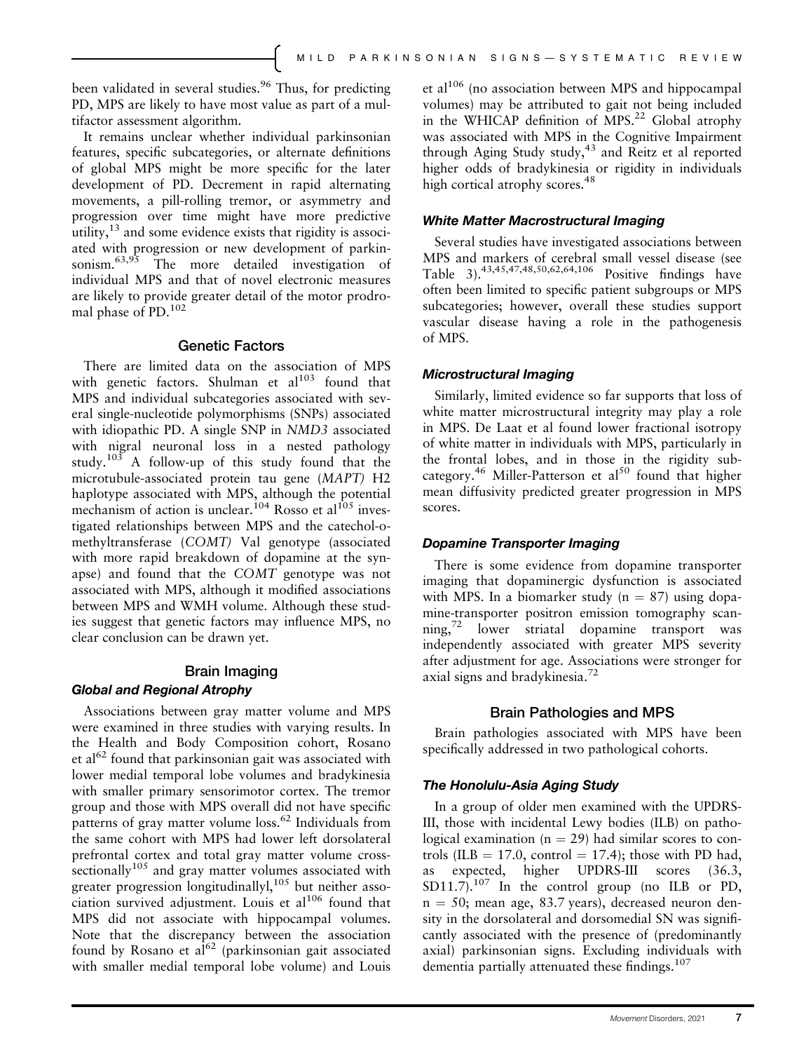been validated in several studies.[96] Thus, for predicting PD, MPS are likely to have most value as part of a multifactor assessment algorithm.

It remains unclear whether individual parkinsonian features, specific subcategories, or alternate definitions of global MPS might be more specific for the later development of PD. Decrement in rapid alternating movements, a pill-rolling tremor, or asymmetry and progression over time might have more predictive utility,[13] and some evidence exists that rigidity is associated with progression or new development of parkinsonism.[63,95] The more detailed investigation of individual MPS and that of novel electronic measures are likely to provide greater detail of the motor prodromal phase of PD.[102]

## Genetic Factors

There are limited data on the association of MPS with genetic factors. Shulman et al[103] found that MPS and individual subcategories associated with several single-nucleotide polymorphisms (SNPs) associated with idiopathic PD. A single SNP in *NMD3* associated with nigral neuronal loss in a nested pathology study.[103] A follow-up of this study found that the microtubule-associated protein tau gene (*MAPT*) H2 haplotype associated with MPS, although the potential mechanism of action is unclear.[104] Rosso et al[105] investigated relationships between MPS and the catechol-o-methyltransferase (*COMT*) Val genotype (associated with more rapid breakdown of dopamine at the synapse) and found that the *COMT* genotype was not associated with MPS, although it modified associations between MPS and WMH volume. Although these studies suggest that genetic factors may influence MPS, no clear conclusion can be drawn yet.

## Brain Imaging

### Global and Regional Atrophy

Associations between gray matter volume and MPS were examined in three studies with varying results. In the Health and Body Composition cohort, Rosano et al[62] found that parkinsonian gait was associated with lower medial temporal lobe volumes and bradykinesia with smaller primary sensorimotor cortex. The tremor group and those with MPS overall did not have specific patterns of gray matter volume loss.[62] Individuals from the same cohort with MPS had lower left dorsolateral prefrontal cortex and total gray matter volume cross-sectionally[105] and gray matter volumes associated with greater progression longitudinallyl,[105] but neither association survived adjustment. Louis et al[106] found that MPS did not associate with hippocampal volumes. Note that the discrepancy between the association found by Rosano et al[62] (parkinsonian gait associated with smaller medial temporal lobe volume) and Louis et al[106] (no association between MPS and hippocampal volumes) may be attributed to gait not being included in the WHICAP definition of MPS.[22] Global atrophy was associated with MPS in the Cognitive Impairment through Aging Study study,[43] and Reitz et al reported higher odds of bradykinesia or rigidity in individuals high cortical atrophy scores.[48]

### White Matter Macrostructural Imaging

Several studies have investigated associations between MPS and markers of cerebral small vessel disease (see Table 3).[43,45,47,48,50,62,64,106] Positive findings have often been limited to specific patient subgroups or MPS subcategories; however, overall these studies support vascular disease having a role in the pathogenesis of MPS.

### Microstructural Imaging

Similarly, limited evidence so far supports that loss of white matter microstructural integrity may play a role in MPS. De Laat et al found lower fractional isotropy of white matter in individuals with MPS, particularly in the frontal lobes, and in those in the rigidity subcategory.[46] Miller-Patterson et al[50] found that higher mean diffusivity predicted greater progression in MPS scores.

### Dopamine Transporter Imaging

There is some evidence from dopamine transporter imaging that dopaminergic dysfunction is associated with MPS. In a biomarker study ($n = 87$) using dopamine-transporter positron emission tomography scanning,[72] lower striatal dopamine transport was independently associated with greater MPS severity after adjustment for age. Associations were stronger for axial signs and bradykinesia.[72]

## Brain Pathologies and MPS

Brain pathologies associated with MPS have been specifically addressed in two pathological cohorts.

### The Honolulu-Asia Aging Study

In a group of older men examined with the UPDRS-III, those with incidental Lewy bodies (ILB) on pathological examination ($n = 29$) had similar scores to controls (ILB = 17.0, control = 17.4); those with PD had, as expected, higher UPDRS-III scores (36.3, SD11.7).[107] In the control group (no ILB or PD, $n = 50$; mean age, 83.7 years), decreased neuron density in the dorsolateral and dorsomedial SN was significantly associated with the presence of (predominantly axial) parkinsonian signs. Excluding individuals with dementia partially attenuated these findings.[107]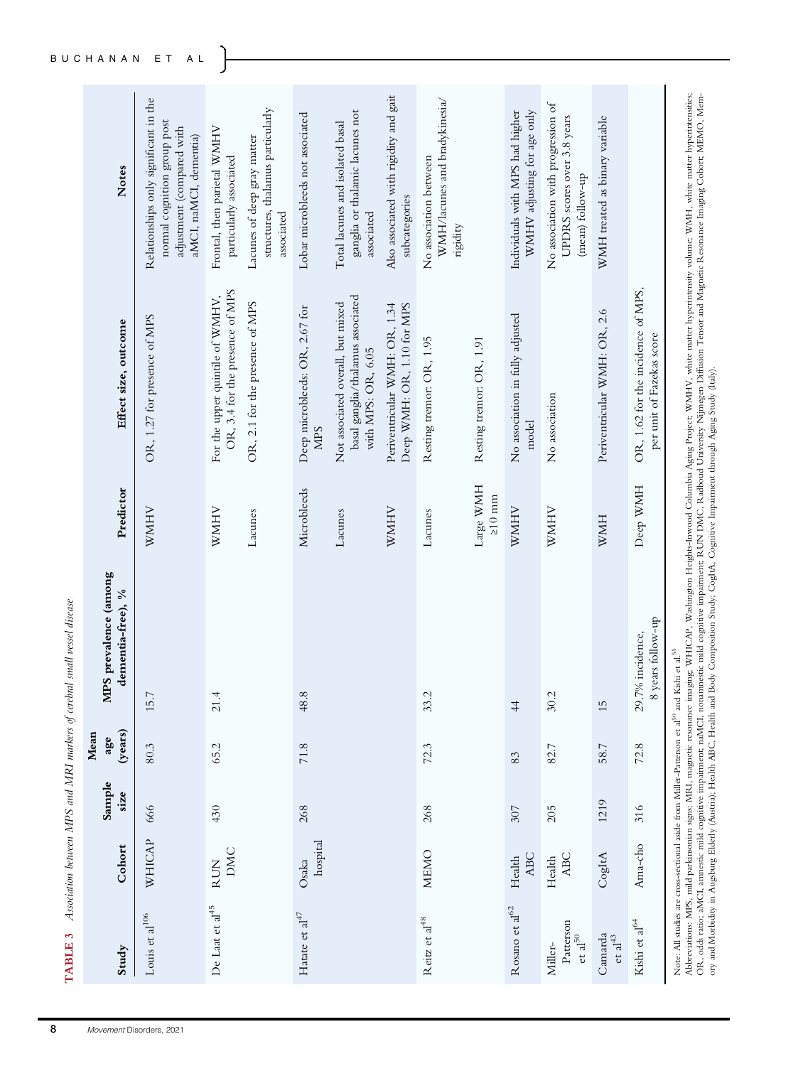**TABLE 3** *Association between MPS and MRI markers of cerebral small vessel disease*

| Study | Cohort | Sample size | Mean age (years) | MPS prevalence (among dementia-free), % | Predictor | Effect size, outcome | Notes |
|---|---|---|---|---|---|---|---|
| Louis et al[106] | WHICAP | 666 | 80.3 | 15.7 | WMHV | OR, 1.27 for presence of MPS | Relationships only significant in the normal cognition group post adjustment (compared with aMCI, naMCI, dementia) |
| De Laat et al[45] | RUN DMC | 430 | 65.2 | 21.4 | WMHV | For the upper quintile of WMHV, OR, 3.4 for the presence of MPS | Frontal, then parietal WMHV particularly associated |
| | | | | | Lacunes | OR, 2.1 for the presence of MPS | Lacunes of deep gray matter structures, thalamus particularly associated |
| Hatate et al[47] | Osaka hospital | 268 | 71.8 | 48.8 | Microbleeds | Deep microbleeds: OR, 2.67 for MPS | Lobar microbleeds not associated |
| | | | | | Lacunes | Not associated overall, but mixed basal ganglia/thalamus associated with MPS: OR, 6.05 | Total lacunes and isolated basal ganglia or thalamic lacunes not associated |
| | | | | | WMHV | Periventricular WMH: OR, 1.34<br>Deep WMH: OR, 1.10 for MPS | Also associated with rigidity and gait subcategories |
| Reitz et al[48] | MEMO | 268 | 72.3 | 33.2 | Lacunes | Resting tremor: OR, 1.95 | No association between WMH/lacunes and bradykinesia/rigidity |
| | | | | | Large WMH ≥10 mm | Resting tremor: OR, 1.91 | |
| Rosano et al[62] | Health ABC | 307 | 83 | 44 | WMHV | No association in fully adjusted model | Individuals with MPS had higher WMHV adjusting for age only |
| Miller-Patterson et al[50] | Health ABC | 205 | 82.7 | 30.2 | WMHV | No association | No association with progression of UPDRS scores over 3.8 years (mean) follow-up |
| Camarda et al[43] | CogItA | 1219 | 58.7 | 15 | WMH | Periventricular WMH: OR, 2.6 | WMH treated as binary variable |
| Kishi et al[64] | Ama-cho | 316 | 72.8 | 29.7% incidence, 8 years follow-up | Deep WMH | OR, 1.62 for the incidence of MPS, per unit of Fazekas score | |

Note: All studies are cross-sectional aside from Miller-Patterson et al[50] and Kishi et al.[55]
Abbreviations: MPS, mild parkinsonian signs; MRI, magnetic resonance imaging; WHICAP, Washington Heights-Inwood Columbia Aging Project; WMHV, white matter hyperintensity volume; WMH, white matter hyperintensities; OR, odds ratio; aMCI, amnestic mild cognitive impairment; naMCI, nonamnestic mild cognitive impairment; RUN DMC, Radboud University Nijmegen Diffusion Tensor and Magnetic Resonance Imaging Cohort; MEMO, Memory and Morbidity in Augsburg Elderly (Austria); Health ABC, Health and Body Composition Study; CogItA, Cognitive Impairment through Aging Study (Italy).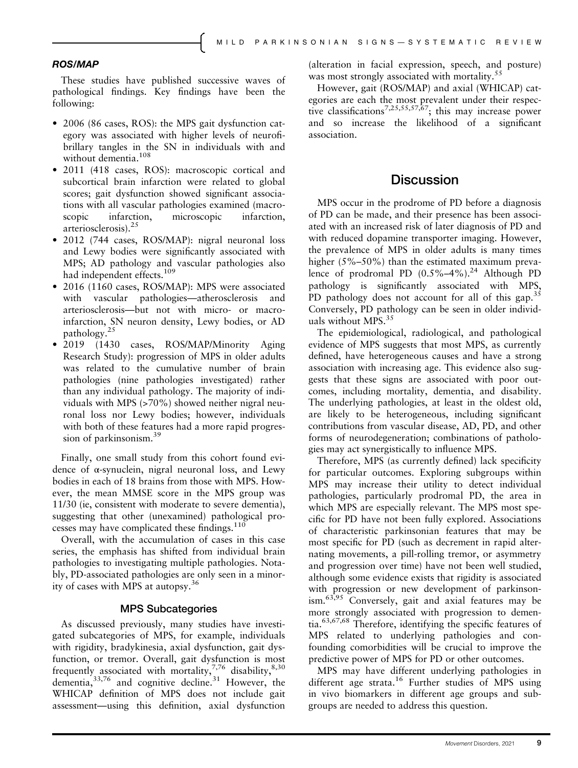### ROS/MAP

These studies have published successive waves of pathological findings. Key findings have been the following:

- 2006 (86 cases, ROS): the MPS gait dysfunction category was associated with higher levels of neurofibrillary tangles in the SN in individuals with and without dementia.[108]
- 2011 (418 cases, ROS): macroscopic cortical and subcortical brain infarction were related to global scores; gait dysfunction showed significant associations with all vascular pathologies examined (macroscopic infarction, microscopic infarction, arteriosclerosis).[25]
- 2012 (744 cases, ROS/MAP): nigral neuronal loss and Lewy bodies were significantly associated with MPS; AD pathology and vascular pathologies also had independent effects.[109]
- 2016 (1160 cases, ROS/MAP): MPS were associated with vascular pathologies—atherosclerosis and arteriosclerosis—but not with micro- or macroinfarction, SN neuron density, Lewy bodies, or AD pathology.[25]
- 2019 (1430 cases, ROS/MAP/Minority Aging Research Study): progression of MPS in older adults was related to the cumulative number of brain pathologies (nine pathologies investigated) rather than any individual pathology. The majority of individuals with MPS (>70%) showed neither nigral neuronal loss nor Lewy bodies; however, individuals with both of these features had a more rapid progression of parkinsonism.[39]

Finally, one small study from this cohort found evidence of α-synuclein, nigral neuronal loss, and Lewy bodies in each of 18 brains from those with MPS. However, the mean MMSE score in the MPS group was 11/30 (ie, consistent with moderate to severe dementia), suggesting that other (unexamined) pathological processes may have complicated these findings.[110]

Overall, with the accumulation of cases in this case series, the emphasis has shifted from individual brain pathologies to investigating multiple pathologies. Notably, PD-associated pathologies are only seen in a minority of cases with MPS at autopsy.[36]

### MPS Subcategories

As discussed previously, many studies have investigated subcategories of MPS, for example, individuals with rigidity, bradykinesia, axial dysfunction, gait dysfunction, or tremor. Overall, gait dysfunction is most frequently associated with mortality,[7,76] disability,[8,30] dementia,[33,76] and cognitive decline.[31] However, the WHICAP definition of MPS does not include gait assessment—using this definition, axial dysfunction (alteration in facial expression, speech, and posture) was most strongly associated with mortality.[55]

However, gait (ROS/MAP) and axial (WHICAP) categories are each the most prevalent under their respective classifications[7,25,55,57,67]; this may increase power and so increase the likelihood of a significant association.

## Discussion

MPS occur in the prodrome of PD before a diagnosis of PD can be made, and their presence has been associated with an increased risk of later diagnosis of PD and with reduced dopamine transporter imaging. However, the prevalence of MPS in older adults is many times higher (5%–50%) than the estimated maximum prevalence of prodromal PD (0.5%–4%).[24] Although PD pathology is significantly associated with MPS, PD pathology does not account for all of this gap.[35] Conversely, PD pathology can be seen in older individuals without MPS.[35]

The epidemiological, radiological, and pathological evidence of MPS suggests that most MPS, as currently defined, have heterogeneous causes and have a strong association with increasing age. This evidence also suggests that these signs are associated with poor outcomes, including mortality, dementia, and disability. The underlying pathologies, at least in the oldest old, are likely to be heterogeneous, including significant contributions from vascular disease, AD, PD, and other forms of neurodegeneration; combinations of pathologies may act synergistically to influence MPS.

Therefore, MPS (as currently defined) lack specificity for particular outcomes. Exploring subgroups within MPS may increase their utility to detect individual pathologies, particularly prodromal PD, the area in which MPS are especially relevant. The MPS most specific for PD have not been fully explored. Associations of characteristic parkinsonian features that may be most specific for PD (such as decrement in rapid alternating movements, a pill-rolling tremor, or asymmetry and progression over time) have not been well studied, although some evidence exists that rigidity is associated with progression or new development of parkinsonism.[63,95] Conversely, gait and axial features may be more strongly associated with progression to dementia.[63,67,68] Therefore, identifying the specific features of MPS related to underlying pathologies and confounding comorbidities will be crucial to improve the predictive power of MPS for PD or other outcomes.

MPS may have different underlying pathologies in different age strata.[16] Further studies of MPS using in vivo biomarkers in different age groups and subgroups are needed to address this question.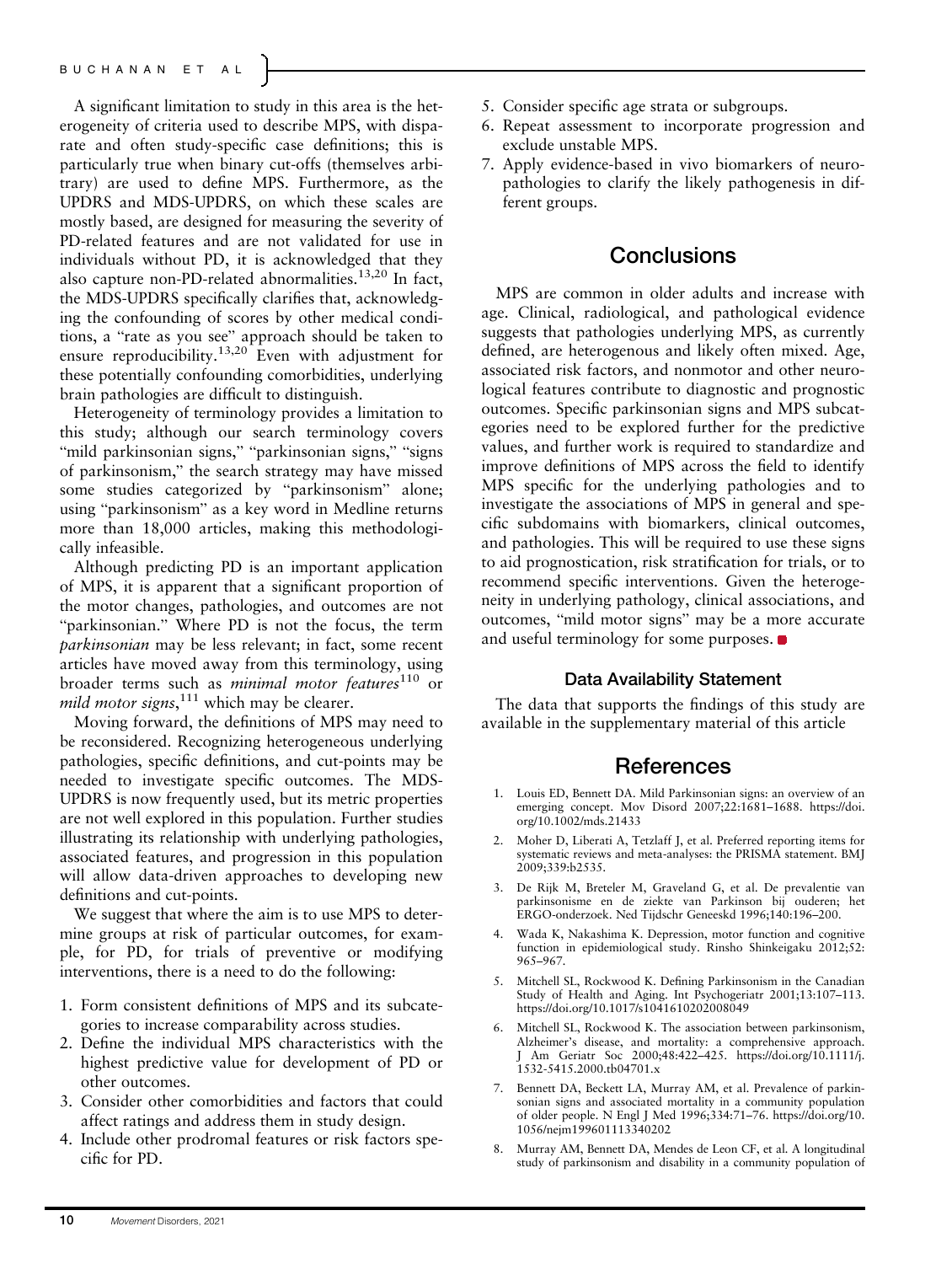A significant limitation to study in this area is the heterogeneity of criteria used to describe MPS, with disparate and often study-specific case definitions; this is particularly true when binary cut-offs (themselves arbitrary) are used to define MPS. Furthermore, as the UPDRS and MDS-UPDRS, on which these scales are mostly based, are designed for measuring the severity of PD-related features and are not validated for use in individuals without PD, it is acknowledged that they also capture non-PD-related abnormalities.[13,20] In fact, the MDS-UPDRS specifically clarifies that, acknowledging the confounding of scores by other medical conditions, a "rate as you see" approach should be taken to ensure reproducibility.[13,20] Even with adjustment for these potentially confounding comorbidities, underlying brain pathologies are difficult to distinguish.

Heterogeneity of terminology provides a limitation to this study; although our search terminology covers "mild parkinsonian signs," "parkinsonian signs," "signs of parkinsonism," the search strategy may have missed some studies categorized by "parkinsonism" alone; using "parkinsonism" as a key word in Medline returns more than 18,000 articles, making this methodologically infeasible.

Although predicting PD is an important application of MPS, it is apparent that a significant proportion of the motor changes, pathologies, and outcomes are not "parkinsonian." Where PD is not the focus, the term *parkinsonian* may be less relevant; in fact, some recent articles have moved away from this terminology, using broader terms such as *minimal motor features*[110] or *mild motor signs*,[111] which may be clearer.

Moving forward, the definitions of MPS may need to be reconsidered. Recognizing heterogeneous underlying pathologies, specific definitions, and cut-points may be needed to investigate specific outcomes. The MDS-UPDRS is now frequently used, but its metric properties are not well explored in this population. Further studies illustrating its relationship with underlying pathologies, associated features, and progression in this population will allow data-driven approaches to developing new definitions and cut-points.

We suggest that where the aim is to use MPS to determine groups at risk of particular outcomes, for example, for PD, for trials of preventive or modifying interventions, there is a need to do the following:

1. Form consistent definitions of MPS and its subcategories to increase comparability across studies.
2. Define the individual MPS characteristics with the highest predictive value for development of PD or other outcomes.
3. Consider other comorbidities and factors that could affect ratings and address them in study design.
4. Include other prodromal features or risk factors specific for PD.
5. Consider specific age strata or subgroups.
6. Repeat assessment to incorporate progression and exclude unstable MPS.
7. Apply evidence-based in vivo biomarkers of neuropathologies to clarify the likely pathogenesis in different groups.

## Conclusions

MPS are common in older adults and increase with age. Clinical, radiological, and pathological evidence suggests that pathologies underlying MPS, as currently defined, are heterogenous and likely often mixed. Age, associated risk factors, and nonmotor and other neurological features contribute to diagnostic and prognostic outcomes. Specific parkinsonian signs and MPS subcategories need to be explored further for the predictive values, and further work is required to standardize and improve definitions of MPS across the field to identify MPS specific for the underlying pathologies and to investigate the associations of MPS in general and specific subdomains with biomarkers, clinical outcomes, and pathologies. This will be required to use these signs to aid prognostication, risk stratification for trials, or to recommend specific interventions. Given the heterogeneity in underlying pathology, clinical associations, and outcomes, "mild motor signs" may be a more accurate and useful terminology for some purposes.

### Data Availability Statement

The data that supports the findings of this study are available in the supplementary material of this article

## References

1. Louis ED, Bennett DA. Mild Parkinsonian signs: an overview of an emerging concept. Mov Disord 2007;22:1681–1688. https://doi.org/10.1002/mds.21433
2. Moher D, Liberati A, Tetzlaff J, et al. Preferred reporting items for systematic reviews and meta-analyses: the PRISMA statement. BMJ 2009;339:b2535.
3. De Rijk M, Breteler M, Graveland G, et al. De prevalentie van parkinsonisme en de ziekte van Parkinson bij ouderen; het ERGO-onderzoek. Ned Tijdschr Geneeskd 1996;140:196–200.
4. Wada K, Nakashima K. Depression, motor function and cognitive function in epidemiological study. Rinsho Shinkeigaku 2012;52: 965–967.
5. Mitchell SL, Rockwood K. Defining Parkinsonism in the Canadian Study of Health and Aging. Int Psychogeriatr 2001;13:107–113. https://doi.org/10.1017/s1041610202008049
6. Mitchell SL, Rockwood K. The association between parkinsonism, Alzheimer's disease, and mortality: a comprehensive approach. J Am Geriatr Soc 2000;48:422–425. https://doi.org/10.1111/j.1532-5415.2000.tb04701.x
7. Bennett DA, Beckett LA, Murray AM, et al. Prevalence of parkinsonian signs and associated mortality in a community population of older people. N Engl J Med 1996;334:71–76. https://doi.org/10.1056/nejm199601113340202
8. Murray AM, Bennett DA, Mendes de Leon CF, et al. A longitudinal study of parkinsonism and disability in a community population of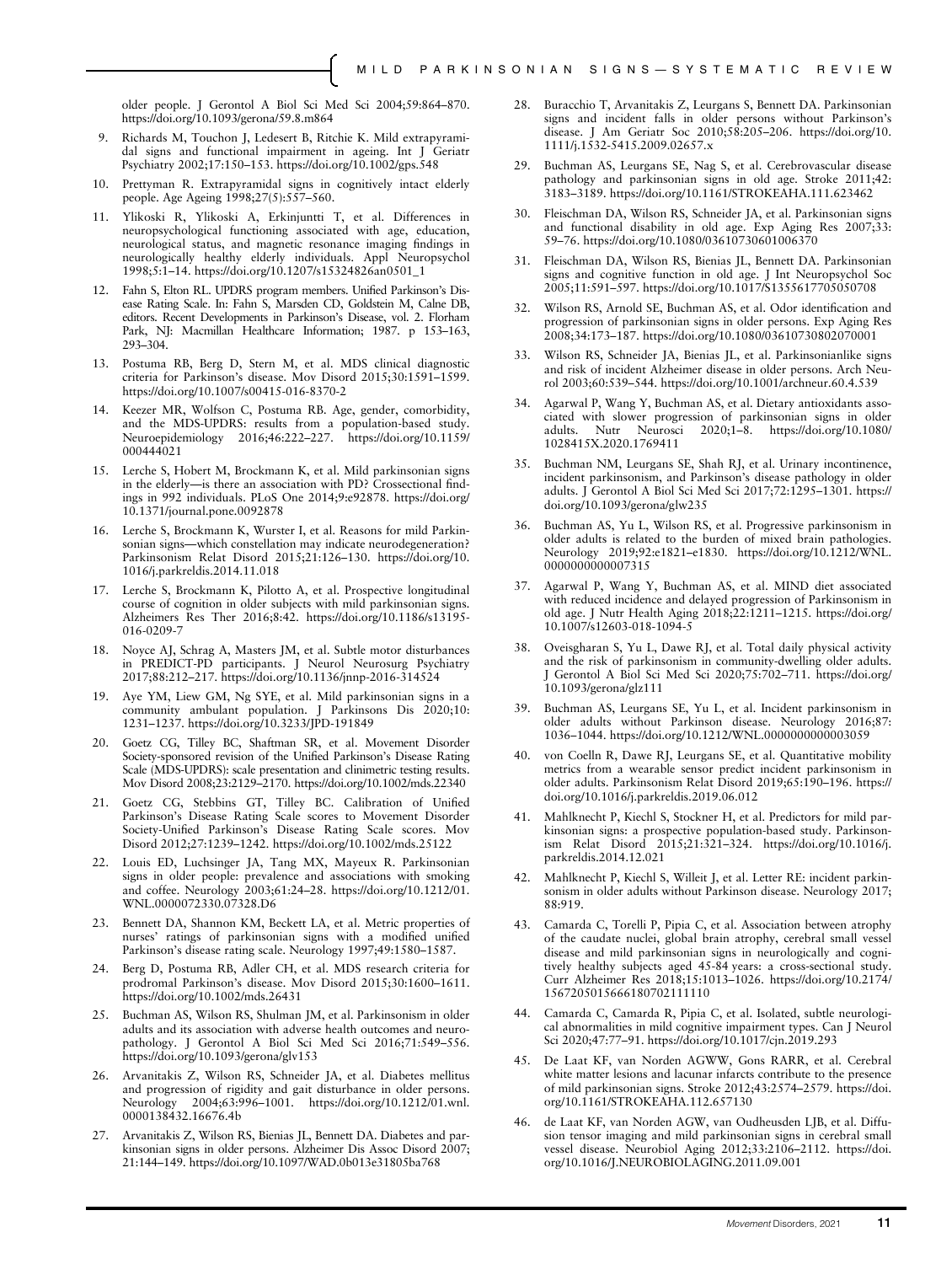older people. J Gerontol A Biol Sci Med Sci 2004;59:864–870. https://doi.org/10.1093/gerona/59.8.m864

9. Richards M, Touchon J, Ledesert B, Ritchie K. Mild extrapyramidal signs and functional impairment in ageing. Int J Geriatr Psychiatry 2002;17:150–153. https://doi.org/10.1002/gps.548
10. Prettyman R. Extrapyramidal signs in cognitively intact elderly people. Age Ageing 1998;27(5):557–560.
11. Ylikoski R, Ylikoski A, Erkinjuntti T, et al. Differences in neuropsychological functioning associated with age, education, neurological status, and magnetic resonance imaging findings in neurologically healthy elderly individuals. Appl Neuropsychol 1998;5:1–14. https://doi.org/10.1207/s15324826an0501_1
12. Fahn S, Elton RL. UPDRS program members. Unified Parkinson's Disease Rating Scale. In: Fahn S, Marsden CD, Goldstein M, Calne DB, editors. Recent Developments in Parkinson's Disease, vol. 2. Florham Park, NJ: Macmillan Healthcare Information; 1987. p 153–163, 293–304.
13. Postuma RB, Berg D, Stern M, et al. MDS clinical diagnostic criteria for Parkinson's disease. Mov Disord 2015;30:1591–1599. https://doi.org/10.1007/s00415-016-8370-2
14. Keezer MR, Wolfson C, Postuma RB. Age, gender, comorbidity, and the MDS-UPDRS: results from a population-based study. Neuroepidemiology 2016;46:222–227. https://doi.org/10.1159/000444021
15. Lerche S, Hobert M, Brockmann K, et al. Mild parkinsonian signs in the elderly—is there an association with PD? Crossectional findings in 992 individuals. PLoS One 2014;9:e92878. https://doi.org/10.1371/journal.pone.0092878
16. Lerche S, Brockmann K, Wurster I, et al. Reasons for mild Parkinsonian signs—which constellation may indicate neurodegeneration? Parkinsonism Relat Disord 2015;21:126–130. https://doi.org/10.1016/j.parkreldis.2014.11.018
17. Lerche S, Brockmann K, Pilotto A, et al. Prospective longitudinal course of cognition in older subjects with mild parkinsonian signs. Alzheimers Res Ther 2016;8:42. https://doi.org/10.1186/s13195-016-0209-7
18. Noyce AJ, Schrag A, Masters JM, et al. Subtle motor disturbances in PREDICT-PD participants. J Neurol Neurosurg Psychiatry 2017;88:212–217. https://doi.org/10.1136/jnnp-2016-314524
19. Aye YM, Liew GM, Ng SYE, et al. Mild parkinsonian signs in a community ambulant population. J Parkinsons Dis 2020;10:1231–1237. https://doi.org/10.3233/JPD-191849
20. Goetz CG, Tilley BC, Shaftman SR, et al. Movement Disorder Society-sponsored revision of the Unified Parkinson's Disease Rating Scale (MDS-UPDRS): scale presentation and clinimetric testing results. Mov Disord 2008;23:2129–2170. https://doi.org/10.1002/mds.22340
21. Goetz CG, Stebbins GT, Tilley BC. Calibration of Unified Parkinson's Disease Rating Scale scores to Movement Disorder Society-Unified Parkinson's Disease Rating Scale scores. Mov Disord 2012;27:1239–1242. https://doi.org/10.1002/mds.25122
22. Louis ED, Luchsinger JA, Tang MX, Mayeux R. Parkinsonian signs in older people: prevalence and associations with smoking and coffee. Neurology 2003;61:24–28. https://doi.org/10.1212/01.WNL.0000072330.07328.D6
23. Bennett DA, Shannon KM, Beckett LA, et al. Metric properties of nurses' ratings of parkinsonian signs with a modified unified Parkinson's disease rating scale. Neurology 1997;49:1580–1587.
24. Berg D, Postuma RB, Adler CH, et al. MDS research criteria for prodromal Parkinson's disease. Mov Disord 2015;30:1600–1611. https://doi.org/10.1002/mds.26431
25. Buchman AS, Wilson RS, Shulman JM, et al. Parkinsonism in older adults and its association with adverse health outcomes and neuropathology. J Gerontol A Biol Sci Med Sci 2016;71:549–556. https://doi.org/10.1093/gerona/glv153
26. Arvanitakis Z, Wilson RS, Schneider JA, et al. Diabetes mellitus and progression of rigidity and gait disturbance in older persons. Neurology 2004;63:996–1001. https://doi.org/10.1212/01.wnl.0000138432.16676.4b
27. Arvanitakis Z, Wilson RS, Bienias JL, Bennett DA. Diabetes and parkinsonian signs in older persons. Alzheimer Dis Assoc Disord 2007;21:144–149. https://doi.org/10.1097/WAD.0b013e31805ba768
28. Buracchio T, Arvanitakis Z, Leurgans S, Bennett DA. Parkinsonian signs and incident falls in older persons without Parkinson's disease. J Am Geriatr Soc 2010;58:205–206. https://doi.org/10.1111/j.1532-5415.2009.02657.x
29. Buchman AS, Leurgans SE, Nag S, et al. Cerebrovascular disease pathology and parkinsonian signs in old age. Stroke 2011;42:3183–3189. https://doi.org/10.1161/STROKEAHA.111.623462
30. Fleischman DA, Wilson RS, Schneider JA, et al. Parkinsonian signs and functional disability in old age. Exp Aging Res 2007;33:59–76. https://doi.org/10.1080/03610730601006370
31. Fleischman DA, Wilson RS, Bienias JL, Bennett DA. Parkinsonian signs and cognitive function in old age. J Int Neuropsychol Soc 2005;11:591–597. https://doi.org/10.1017/S1355617705050708
32. Wilson RS, Arnold SE, Buchman AS, et al. Odor identification and progression of parkinsonian signs in older persons. Exp Aging Res 2008;34:173–187. https://doi.org/10.1080/03610730802070001
33. Wilson RS, Schneider JA, Bienias JL, et al. Parkinsonianlike signs and risk of incident Alzheimer disease in older persons. Arch Neurol 2003;60:539–544. https://doi.org/10.1001/archneur.60.4.539
34. Agarwal P, Wang Y, Buchman AS, et al. Dietary antioxidants associated with slower progression of parkinsonian signs in older adults. Nutr Neurosci 2020;1–8. https://doi.org/10.1080/1028415X.2020.1769411
35. Buchman NM, Leurgans SE, Shah RJ, et al. Urinary incontinence, incident parkinsonism, and Parkinson's disease pathology in older adults. J Gerontol A Biol Sci Med Sci 2017;72:1295–1301. https://doi.org/10.1093/gerona/glw235
36. Buchman AS, Yu L, Wilson RS, et al. Progressive parkinsonism in older adults is related to the burden of mixed brain pathologies. Neurology 2019;92:e1821–e1830. https://doi.org/10.1212/WNL.0000000000007315
37. Agarwal P, Wang Y, Buchman AS, et al. MIND diet associated with reduced incidence and delayed progression of Parkinsonism in old age. J Nutr Health Aging 2018;22:1211–1215. https://doi.org/10.1007/s12603-018-1094-5
38. Oveisgharan S, Yu L, Dawe RJ, et al. Total daily physical activity and the risk of parkinsonism in community-dwelling older adults. J Gerontol A Biol Sci Med Sci 2020;75:702–711. https://doi.org/10.1093/gerona/glz111
39. Buchman AS, Leurgans SE, Yu L, et al. Incident parkinsonism in older adults without Parkinson disease. Neurology 2016;87:1036–1044. https://doi.org/10.1212/WNL.0000000000003059
40. von Coelln R, Dawe RJ, Leurgans SE, et al. Quantitative mobility metrics from a wearable sensor predict incident parkinsonism in older adults. Parkinsonism Relat Disord 2019;65:190–196. https://doi.org/10.1016/j.parkreldis.2019.06.012
41. Mahlknecht P, Kiechl S, Stockner H, et al. Predictors for mild parkinsonian signs: a prospective population-based study. Parkinsonism Relat Disord 2015;21:321–324. https://doi.org/10.1016/j.parkreldis.2014.12.021
42. Mahlknecht P, Kiechl S, Willeit J, et al. Letter RE: incident parkinsonism in older adults without Parkinson disease. Neurology 2017;88:919.
43. Camarda C, Torelli P, Pipia C, et al. Association between atrophy of the caudate nuclei, global brain atrophy, cerebral small vessel disease and mild parkinsonian signs in neurologically and cognitively healthy subjects aged 45-84 years: a cross-sectional study. Curr Alzheimer Res 2018;15:1013–1026. https://doi.org/10.2174/1567205015666180702111110
44. Camarda C, Camarda R, Pipia C, et al. Isolated, subtle neurological abnormalities in mild cognitive impairment types. Can J Neurol Sci 2020;47:77–91. https://doi.org/10.1017/cjn.2019.293
45. De Laat KF, van Norden AGWW, Gons RARR, et al. Cerebral white matter lesions and lacunar infarcts contribute to the presence of mild parkinsonian signs. Stroke 2012;43:2574–2579. https://doi.org/10.1161/STROKEAHA.112.657130
46. de Laat KF, van Norden AGW, van Oudheusden LJB, et al. Diffusion tensor imaging and mild parkinsonian signs in cerebral small vessel disease. Neurobiol Aging 2012;33:2106–2112. https://doi.org/10.1016/J.NEUROBIOLAGING.2011.09.001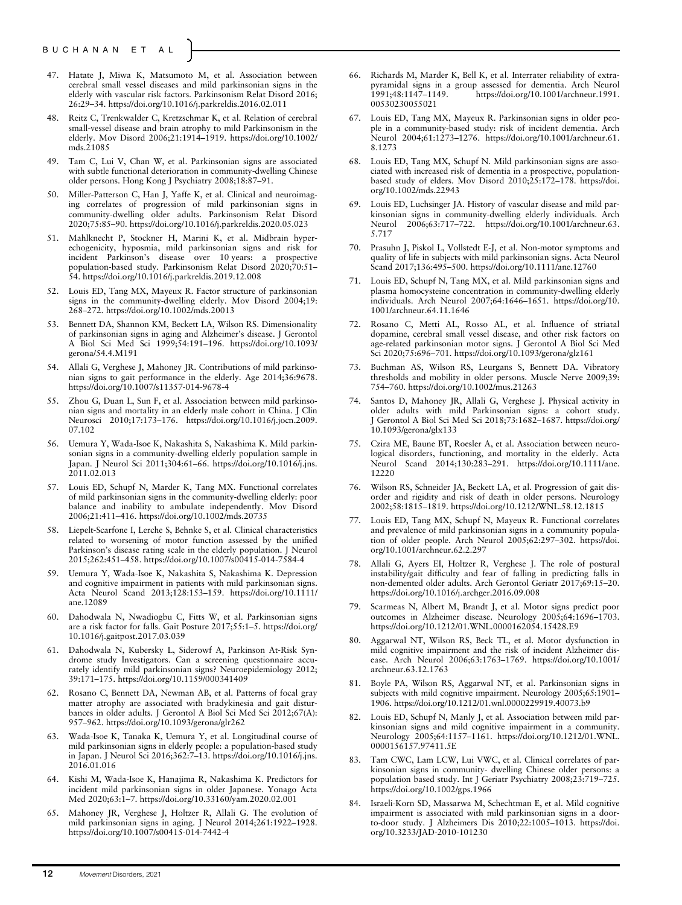47. Hatate J, Miwa K, Matsumoto M, et al. Association between cerebral small vessel diseases and mild parkinsonian signs in the elderly with vascular risk factors. Parkinsonism Relat Disord 2016; 26:29–34. https://doi.org/10.1016/j.parkreldis.2016.02.011

48. Reitz C, Trenkwalder C, Kretzschmar K, et al. Relation of cerebral small-vessel disease and brain atrophy to mild Parkinsonism in the elderly. Mov Disord 2006;21:1914–1919. https://doi.org/10.1002/mds.21085

49. Tam C, Lui V, Chan W, et al. Parkinsonian signs are associated with subtle functional deterioration in community-dwelling Chinese older persons. Hong Kong J Psychiatry 2008;18:87–91.

50. Miller-Patterson C, Han J, Yaffe K, et al. Clinical and neuroimaging correlates of progression of mild parkinsonian signs in community-dwelling older adults. Parkinsonism Relat Disord 2020;75:85–90. https://doi.org/10.1016/j.parkreldis.2020.05.023

51. Mahlknecht P, Stockner H, Marini K, et al. Midbrain hyperechogenicity, hyposmia, mild parkinsonian signs and risk for incident Parkinson's disease over 10 years: a prospective population-based study. Parkinsonism Relat Disord 2020;70:51–54. https://doi.org/10.1016/j.parkreldis.2019.12.008

52. Louis ED, Tang MX, Mayeux R. Factor structure of parkinsonian signs in the community-dwelling elderly. Mov Disord 2004;19: 268–272. https://doi.org/10.1002/mds.20013

53. Bennett DA, Shannon KM, Beckett LA, Wilson RS. Dimensionality of parkinsonian signs in aging and Alzheimer's disease. J Gerontol A Biol Sci Med Sci 1999;54:191–196. https://doi.org/10.1093/gerona/54.4.M191

54. Allali G, Verghese J, Mahoney JR. Contributions of mild parkinsonian signs to gait performance in the elderly. Age 2014;36:9678. https://doi.org/10.1007/s11357-014-9678-4

55. Zhou G, Duan L, Sun F, et al. Association between mild parkinsonian signs and mortality in an elderly male cohort in China. J Clin Neurosci 2010;17:173–176. https://doi.org/10.1016/j.jocn.2009.07.102

56. Uemura Y, Wada-Isoe K, Nakashita S, Nakashima K. Mild parkinsonian signs in a community-dwelling elderly population sample in Japan. J Neurol Sci 2011;304:61–66. https://doi.org/10.1016/j.jns.2011.02.013

57. Louis ED, Schupf N, Marder K, Tang MX. Functional correlates of mild parkinsonian signs in the community-dwelling elderly: poor balance and inability to ambulate independently. Mov Disord 2006;21:411–416. https://doi.org/10.1002/mds.20735

58. Liepelt-Scarfone I, Lerche S, Behnke S, et al. Clinical characteristics related to worsening of motor function assessed by the unified Parkinson's disease rating scale in the elderly population. J Neurol 2015;262:451–458. https://doi.org/10.1007/s00415-014-7584-4

59. Uemura Y, Wada-Isoe K, Nakashita S, Nakashima K. Depression and cognitive impairment in patients with mild parkinsonian signs. Acta Neurol Scand 2013;128:153–159. https://doi.org/10.1111/ane.12089

60. Dahodwala N, Nwadiogbu C, Fitts W, et al. Parkinsonian signs are a risk factor for falls. Gait Posture 2017;55:1–5. https://doi.org/10.1016/j.gaitpost.2017.03.039

61. Dahodwala N, Kubersky L, Siderowf A, Parkinson At-Risk Syndrome study Investigators. Can a screening questionnaire accurately identify mild parkinsonian signs? Neuroepidemiology 2012; 39:171–175. https://doi.org/10.1159/000341409

62. Rosano C, Bennett DA, Newman AB, et al. Patterns of focal gray matter atrophy are associated with bradykinesia and gait disturbances in older adults. J Gerontol A Biol Sci Med Sci 2012;67(A): 957–962. https://doi.org/10.1093/gerona/glr262

63. Wada-Isoe K, Tanaka K, Uemura Y, et al. Longitudinal course of mild parkinsonian signs in elderly people: a population-based study in Japan. J Neurol Sci 2016;362:7–13. https://doi.org/10.1016/j.jns.2016.01.016

64. Kishi M, Wada-Isoe K, Hanajima R, Nakashima K. Predictors for incident mild parkinsonian signs in older Japanese. Yonago Acta Med 2020;63:1–7. https://doi.org/10.33160/yam.2020.02.001

65. Mahoney JR, Verghese J, Holtzer R, Allali G. The evolution of mild parkinsonian signs in aging. J Neurol 2014;261:1922–1928. https://doi.org/10.1007/s00415-014-7442-4

66. Richards M, Marder K, Bell K, et al. Interrater reliability of extrapyramidal signs in a group assessed for dementia. Arch Neurol 1991;48:1147–1149. https://doi.org/10.1001/archneur.1991.00530230055021

67. Louis ED, Tang MX, Mayeux R. Parkinsonian signs in older people in a community-based study: risk of incident dementia. Arch Neurol 2004;61:1273–1276. https://doi.org/10.1001/archneur.61.8.1273

68. Louis ED, Tang MX, Schupf N. Mild parkinsonian signs are associated with increased risk of dementia in a prospective, population-based study of elders. Mov Disord 2010;25:172–178. https://doi.org/10.1002/mds.22943

69. Louis ED, Luchsinger JA. History of vascular disease and mild parkinsonian signs in community-dwelling elderly individuals. Arch Neurol 2006;63:717–722. https://doi.org/10.1001/archneur.63.5.717

70. Prasuhn J, Piskol L, Vollstedt E-J, et al. Non-motor symptoms and quality of life in subjects with mild parkinsonian signs. Acta Neurol Scand 2017;136:495–500. https://doi.org/10.1111/ane.12760

71. Louis ED, Schupf N, Tang MX, et al. Mild parkinsonian signs and plasma homocysteine concentration in community-dwelling elderly individuals. Arch Neurol 2007;64:1646–1651. https://doi.org/10.1001/archneur.64.11.1646

72. Rosano C, Metti AL, Rosso AL, et al. Influence of striatal dopamine, cerebral small vessel disease, and other risk factors on age-related parkinsonian motor signs. J Gerontol A Biol Sci Med Sci 2020;75:696–701. https://doi.org/10.1093/gerona/glz161

73. Buchman AS, Wilson RS, Leurgans S, Bennett DA. Vibratory thresholds and mobility in older persons. Muscle Nerve 2009;39: 754–760. https://doi.org/10.1002/mus.21263

74. Santos D, Mahoney JR, Allali G, Verghese J. Physical activity in older adults with mild Parkinsonian signs: a cohort study. J Gerontol A Biol Sci Med Sci 2018;73:1682–1687. https://doi.org/10.1093/gerona/glx133

75. Czira ME, Baune BT, Roesler A, et al. Association between neurological disorders, functioning, and mortality in the elderly. Acta Neurol Scand 2014;130:283–291. https://doi.org/10.1111/ane.12220

76. Wilson RS, Schneider JA, Beckett LA, et al. Progression of gait disorder and rigidity and risk of death in older persons. Neurology 2002;58:1815–1819. https://doi.org/10.1212/WNL.58.12.1815

77. Louis ED, Tang MX, Schupf N, Mayeux R. Functional correlates and prevalence of mild parkinsonian signs in a community population of older people. Arch Neurol 2005;62:297–302. https://doi.org/10.1001/archneur.62.2.297

78. Allali G, Ayers EI, Holtzer R, Verghese J. The role of postural instability/gait difficulty and fear of falling in predicting falls in non-demented older adults. Arch Gerontol Geriatr 2017;69:15–20. https://doi.org/10.1016/j.archger.2016.09.008

79. Scarmeas N, Albert M, Brandt J, et al. Motor signs predict poor outcomes in Alzheimer disease. Neurology 2005;64:1696–1703. https://doi.org/10.1212/01.WNL.0000162054.15428.E9

80. Aggarwal NT, Wilson RS, Beck TL, et al. Motor dysfunction in mild cognitive impairment and the risk of incident Alzheimer disease. Arch Neurol 2006;63:1763–1769. https://doi.org/10.1001/archneur.63.12.1763

81. Boyle PA, Wilson RS, Aggarwal NT, et al. Parkinsonian signs in subjects with mild cognitive impairment. Neurology 2005;65:1901–1906. https://doi.org/10.1212/01.wnl.0000229919.40073.b9

82. Louis ED, Schupf N, Manly J, et al. Association between mild parkinsonian signs and mild cognitive impairment in a community. Neurology 2005;64:1157–1161. https://doi.org/10.1212/01.WNL.0000156157.97411.5E

83. Tam CWC, Lam LCW, Lui VWC, et al. Clinical correlates of parkinsonian signs in community- dwelling Chinese older persons: a population based study. Int J Geriatr Psychiatry 2008;23:719–725. https://doi.org/10.1002/gps.1966

84. Israeli-Korn SD, Massarwa M, Schechtman E, et al. Mild cognitive impairment is associated with mild parkinsonian signs in a door-to-door study. J Alzheimers Dis 2010;22:1005–1013. https://doi.org/10.3233/JAD-2010-101230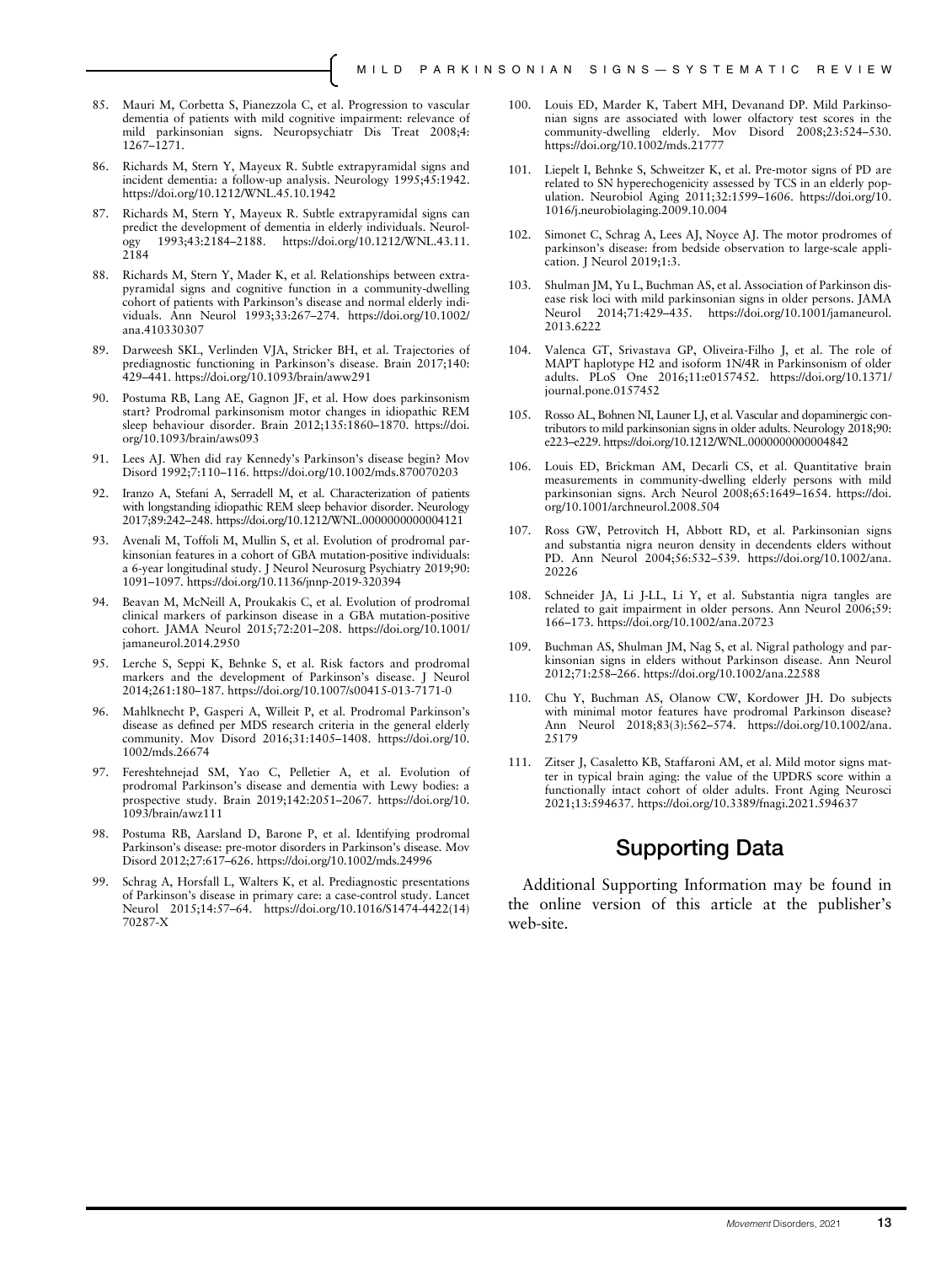85. Mauri M, Corbetta S, Pianezzola C, et al. Progression to vascular dementia of patients with mild cognitive impairment: relevance of mild parkinsonian signs. Neuropsychiatr Dis Treat 2008;4:1267–1271.
86. Richards M, Stern Y, Mayeux R. Subtle extrapyramidal signs and incident dementia: a follow-up analysis. Neurology 1995;45:1942. https://doi.org/10.1212/WNL.45.10.1942
87. Richards M, Stern Y, Mayeux R. Subtle extrapyramidal signs can predict the development of dementia in elderly individuals. Neurology 1993;43:2184–2188. https://doi.org/10.1212/WNL.43.11.2184
88. Richards M, Stern Y, Mader K, et al. Relationships between extrapyramidal signs and cognitive function in a community-dwelling cohort of patients with Parkinson's disease and normal elderly individuals. Ann Neurol 1993;33:267–274. https://doi.org/10.1002/ana.410330307
89. Darweesh SKL, Verlinden VJA, Stricker BH, et al. Trajectories of prediagnostic functioning in Parkinson's disease. Brain 2017;140:429–441. https://doi.org/10.1093/brain/aww291
90. Postuma RB, Lang AE, Gagnon JF, et al. How does parkinsonism start? Prodromal parkinsonism motor changes in idiopathic REM sleep behaviour disorder. Brain 2012;135:1860–1870. https://doi.org/10.1093/brain/aws093
91. Lees AJ. When did ray Kennedy's Parkinson's disease begin? Mov Disord 1992;7:110–116. https://doi.org/10.1002/mds.870070203
92. Iranzo A, Stefani A, Serradell M, et al. Characterization of patients with longstanding idiopathic REM sleep behavior disorder. Neurology 2017;89:242–248. https://doi.org/10.1212/WNL.0000000000004121
93. Avenali M, Toffoli M, Mullin S, et al. Evolution of prodromal parkinsonian features in a cohort of GBA mutation-positive individuals: a 6-year longitudinal study. J Neurol Neurosurg Psychiatry 2019;90:1091–1097. https://doi.org/10.1136/jnnp-2019-320394
94. Beavan M, McNeill A, Proukakis C, et al. Evolution of prodromal clinical markers of parkinson disease in a GBA mutation-positive cohort. JAMA Neurol 2015;72:201–208. https://doi.org/10.1001/jamaneurol.2014.2950
95. Lerche S, Seppi K, Behnke S, et al. Risk factors and prodromal markers and the development of Parkinson's disease. J Neurol 2014;261:180–187. https://doi.org/10.1007/s00415-013-7171-0
96. Mahlknecht P, Gasperi A, Willeit P, et al. Prodromal Parkinson's disease as defined per MDS research criteria in the general elderly community. Mov Disord 2016;31:1405–1408. https://doi.org/10.1002/mds.26674
97. Fereshtehnejad SM, Yao C, Pelletier A, et al. Evolution of prodromal Parkinson's disease and dementia with Lewy bodies: a prospective study. Brain 2019;142:2051–2067. https://doi.org/10.1093/brain/awz111
98. Postuma RB, Aarsland D, Barone P, et al. Identifying prodromal Parkinson's disease: pre-motor disorders in Parkinson's disease. Mov Disord 2012;27:617–626. https://doi.org/10.1002/mds.24996
99. Schrag A, Horsfall L, Walters K, et al. Prediagnostic presentations of Parkinson's disease in primary care: a case-control study. Lancet Neurol 2015;14:57–64. https://doi.org/10.1016/S1474-4422(14)70287-X
100. Louis ED, Marder K, Tabert MH, Devanand DP. Mild Parkinsonian signs are associated with lower olfactory test scores in the community-dwelling elderly. Mov Disord 2008;23:524–530. https://doi.org/10.1002/mds.21777
101. Liepelt I, Behnke S, Schweitzer K, et al. Pre-motor signs of PD are related to SN hyperechogenicity assessed by TCS in an elderly population. Neurobiol Aging 2011;32:1599–1606. https://doi.org/10.1016/j.neurobiolaging.2009.10.004
102. Simonet C, Schrag A, Lees AJ, Noyce AJ. The motor prodromes of parkinson's disease: from bedside observation to large-scale application. J Neurol 2019;1:3.
103. Shulman JM, Yu L, Buchman AS, et al. Association of Parkinson disease risk loci with mild parkinsonian signs in older persons. JAMA Neurol 2014;71:429–435. https://doi.org/10.1001/jamaneurol.2013.6222
104. Valenca GT, Srivastava GP, Oliveira-Filho J, et al. The role of MAPT haplotype H2 and isoform 1N/4R in Parkinsonism of older adults. PLoS One 2016;11:e0157452. https://doi.org/10.1371/journal.pone.0157452
105. Rosso AL, Bohnen NI, Launer LJ, et al. Vascular and dopaminergic contributors to mild parkinsonian signs in older adults. Neurology 2018;90:e223–e229. https://doi.org/10.1212/WNL.0000000000004842
106. Louis ED, Brickman AM, Decarli CS, et al. Quantitative brain measurements in community-dwelling elderly persons with mild parkinsonian signs. Arch Neurol 2008;65:1649–1654. https://doi.org/10.1001/archneurol.2008.504
107. Ross GW, Petrovitch H, Abbott RD, et al. Parkinsonian signs and substantia nigra neuron density in decendents elders without PD. Ann Neurol 2004;56:532–539. https://doi.org/10.1002/ana.20226
108. Schneider JA, Li J-LL, Li Y, et al. Substantia nigra tangles are related to gait impairment in older persons. Ann Neurol 2006;59:166–173. https://doi.org/10.1002/ana.20723
109. Buchman AS, Shulman JM, Nag S, et al. Nigral pathology and parkinsonian signs in elders without Parkinson disease. Ann Neurol 2012;71:258–266. https://doi.org/10.1002/ana.22588
110. Chu Y, Buchman AS, Olanow CW, Kordower JH. Do subjects with minimal motor features have prodromal Parkinson disease? Ann Neurol 2018;83(3):562–574. https://doi.org/10.1002/ana.25179
111. Zitser J, Casaletto KB, Staffaroni AM, et al. Mild motor signs matter in typical brain aging: the value of the UPDRS score within a functionally intact cohort of older adults. Front Aging Neurosci 2021;13:594637. https://doi.org/10.3389/fnagi.2021.594637

## Supporting Data

Additional Supporting Information may be found in the online version of this article at the publisher's web-site.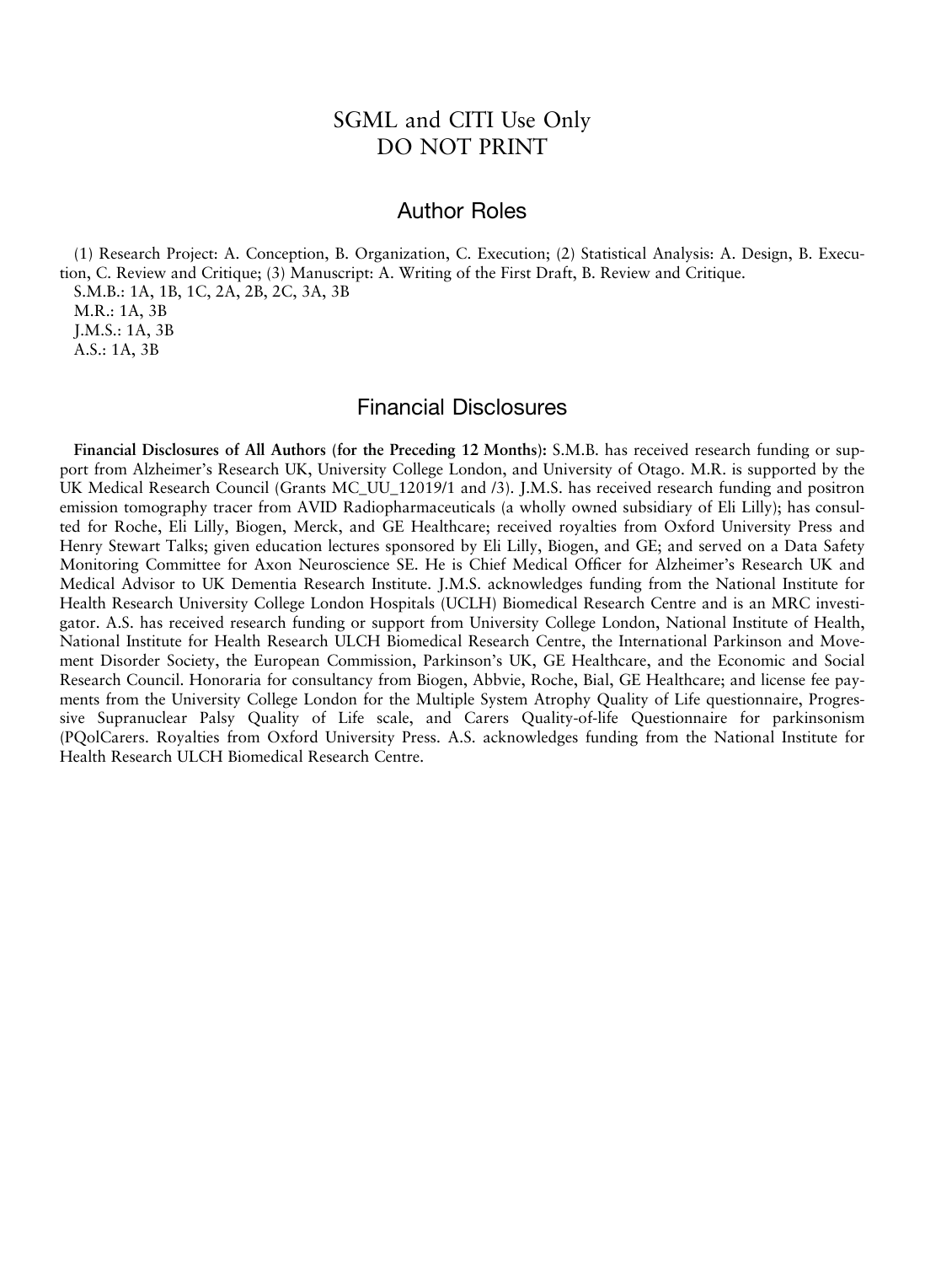SGML and CITI Use Only
DO NOT PRINT

## Author Roles

(1) Research Project: A. Conception, B. Organization, C. Execution; (2) Statistical Analysis: A. Design, B. Execution, C. Review and Critique; (3) Manuscript: A. Writing of the First Draft, B. Review and Critique.

S.M.B.: 1A, 1B, 1C, 2A, 2B, 2C, 3A, 3B
M.R.: 1A, 3B
J.M.S.: 1A, 3B
A.S.: 1A, 3B

## Financial Disclosures

**Financial Disclosures of All Authors (for the Preceding 12 Months):** S.M.B. has received research funding or support from Alzheimer's Research UK, University College London, and University of Otago. M.R. is supported by the UK Medical Research Council (Grants MC_UU_12019/1 and /3). J.M.S. has received research funding and positron emission tomography tracer from AVID Radiopharmaceuticals (a wholly owned subsidiary of Eli Lilly); has consulted for Roche, Eli Lilly, Biogen, Merck, and GE Healthcare; received royalties from Oxford University Press and Henry Stewart Talks; given education lectures sponsored by Eli Lilly, Biogen, and GE; and served on a Data Safety Monitoring Committee for Axon Neuroscience SE. He is Chief Medical Officer for Alzheimer's Research UK and Medical Advisor to UK Dementia Research Institute. J.M.S. acknowledges funding from the National Institute for Health Research University College London Hospitals (UCLH) Biomedical Research Centre and is an MRC investigator. A.S. has received research funding or support from University College London, National Institute of Health, National Institute for Health Research ULCH Biomedical Research Centre, the International Parkinson and Movement Disorder Society, the European Commission, Parkinson's UK, GE Healthcare, and the Economic and Social Research Council. Honoraria for consultancy from Biogen, Abbvie, Roche, Bial, GE Healthcare; and license fee payments from the University College London for the Multiple System Atrophy Quality of Life questionnaire, Progressive Supranuclear Palsy Quality of Life scale, and Carers Quality-of-life Questionnaire for parkinsonism (PQolCarers. Royalties from Oxford University Press. A.S. acknowledges funding from the National Institute for Health Research ULCH Biomedical Research Centre.